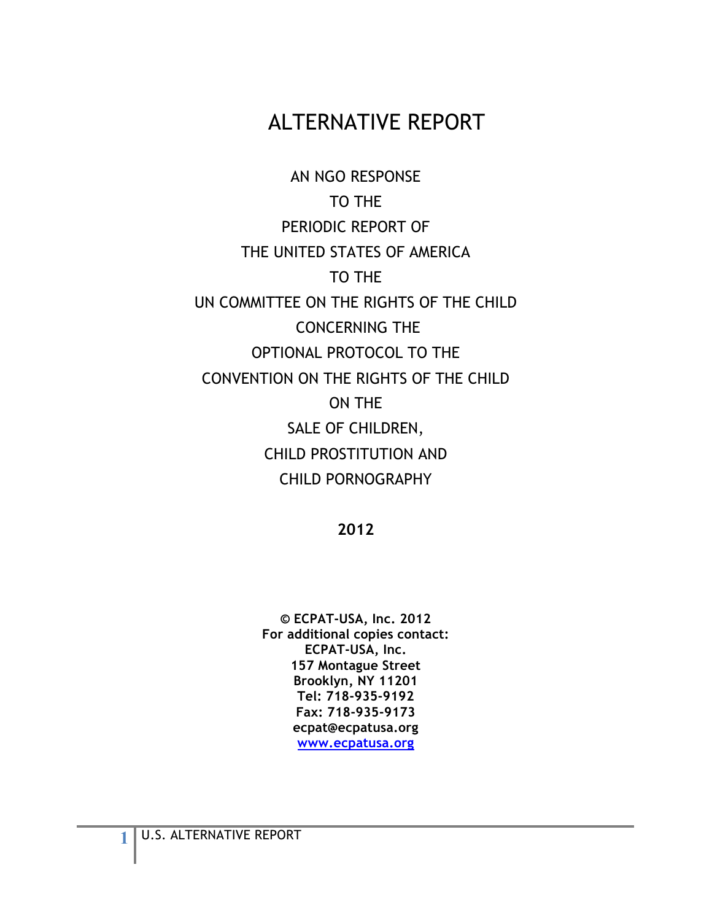# ALTERNATIVE REPORT

AN NGO RESPONSE

TO THE

PERIODIC REPORT OF

THE UNITED STATES OF AMERICA

TO THE

UN COMMITTEE ON THE RIGHTS OF THE CHILD

CONCERNING THE

OPTIONAL PROTOCOL TO THE

CONVENTION ON THE RIGHTS OF THE CHILD

ON THE

SALE OF CHILDREN,

CHILD PROSTITUTION AND

CHILD PORNOGRAPHY

**2012**

**© ECPAT-USA, Inc. 2012**
**For additional copies contact:**
**ECPAT-USA, Inc.**
**157 Montague Street**
**Brooklyn, NY 11201**
**Tel: 718-935-9192**
**Fax: 718-935-9173**
**ecpat@ecpatusa.org**
**www.ecpatusa.org**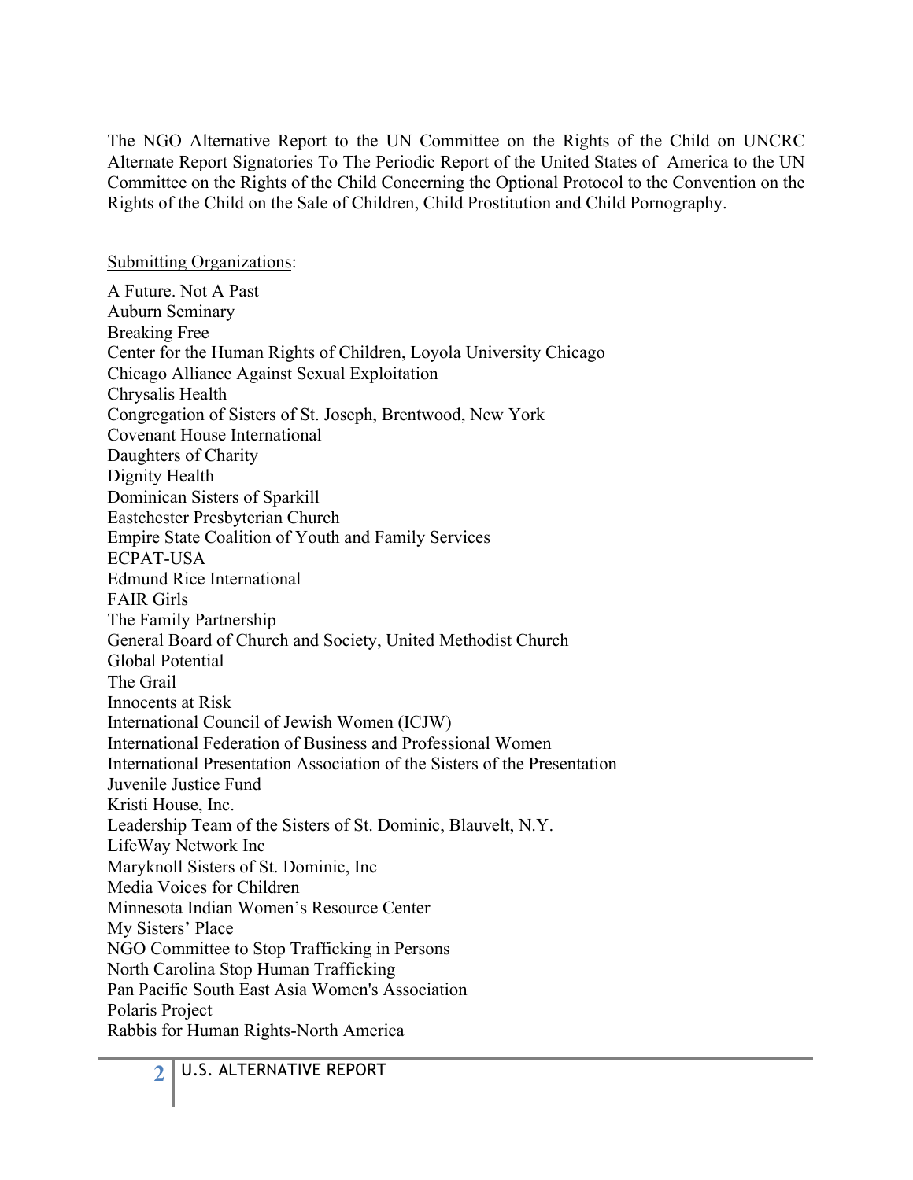The NGO Alternative Report to the UN Committee on the Rights of the Child on UNCRC Alternate Report Signatories To The Periodic Report of the United States of America to the UN Committee on the Rights of the Child Concerning the Optional Protocol to the Convention on the Rights of the Child on the Sale of Children, Child Prostitution and Child Pornography.

<u>Submitting Organizations</u>:

A Future. Not A Past
Auburn Seminary
Breaking Free
Center for the Human Rights of Children, Loyola University Chicago
Chicago Alliance Against Sexual Exploitation
Chrysalis Health
Congregation of Sisters of St. Joseph, Brentwood, New York
Covenant House International
Daughters of Charity
Dignity Health
Dominican Sisters of Sparkill
Eastchester Presbyterian Church
Empire State Coalition of Youth and Family Services
ECPAT-USA
Edmund Rice International
FAIR Girls
The Family Partnership
General Board of Church and Society, United Methodist Church
Global Potential
The Grail
Innocents at Risk
International Council of Jewish Women (ICJW)
International Federation of Business and Professional Women
International Presentation Association of the Sisters of the Presentation
Juvenile Justice Fund
Kristi House, Inc.
Leadership Team of the Sisters of St. Dominic, Blauvelt, N.Y.
LifeWay Network Inc
Maryknoll Sisters of St. Dominic, Inc
Media Voices for Children
Minnesota Indian Women's Resource Center
My Sisters' Place
NGO Committee to Stop Trafficking in Persons
North Carolina Stop Human Trafficking
Pan Pacific South East Asia Women's Association
Polaris Project
Rabbis for Human Rights-North America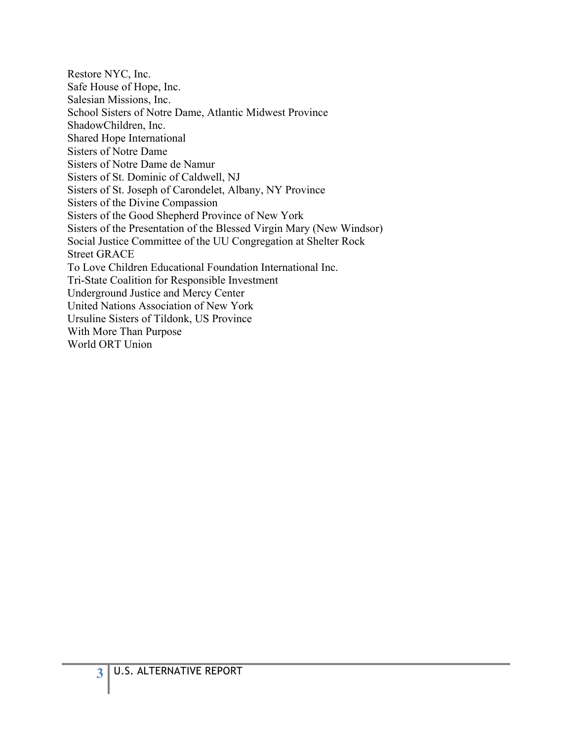Restore NYC, Inc.
Safe House of Hope, Inc.
Salesian Missions, Inc.
School Sisters of Notre Dame, Atlantic Midwest Province
ShadowChildren, Inc.
Shared Hope International
Sisters of Notre Dame
Sisters of Notre Dame de Namur
Sisters of St. Dominic of Caldwell, NJ
Sisters of St. Joseph of Carondelet, Albany, NY Province
Sisters of the Divine Compassion
Sisters of the Good Shepherd Province of New York
Sisters of the Presentation of the Blessed Virgin Mary (New Windsor)
Social Justice Committee of the UU Congregation at Shelter Rock
Street GRACE
To Love Children Educational Foundation International Inc.
Tri-State Coalition for Responsible Investment
Underground Justice and Mercy Center
United Nations Association of New York
Ursuline Sisters of Tildonk, US Province
With More Than Purpose
World ORT Union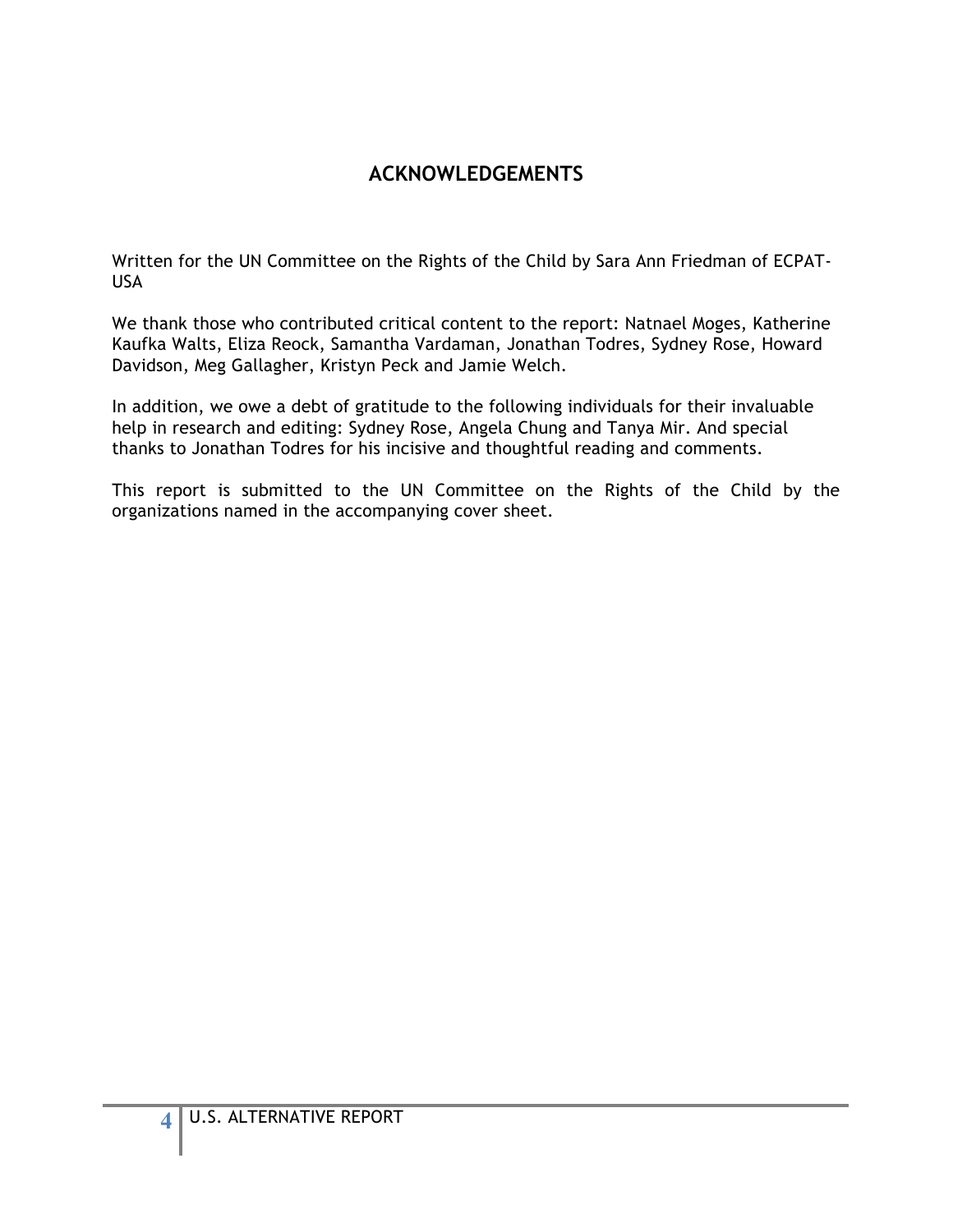# ACKNOWLEDGEMENTS

Written for the UN Committee on the Rights of the Child by Sara Ann Friedman of ECPAT-USA

We thank those who contributed critical content to the report: Natnael Moges, Katherine Kaufka Walts, Eliza Reock, Samantha Vardaman, Jonathan Todres, Sydney Rose, Howard Davidson, Meg Gallagher, Kristyn Peck and Jamie Welch.

In addition, we owe a debt of gratitude to the following individuals for their invaluable help in research and editing: Sydney Rose, Angela Chung and Tanya Mir. And special thanks to Jonathan Todres for his incisive and thoughtful reading and comments.

This report is submitted to the UN Committee on the Rights of the Child by the organizations named in the accompanying cover sheet.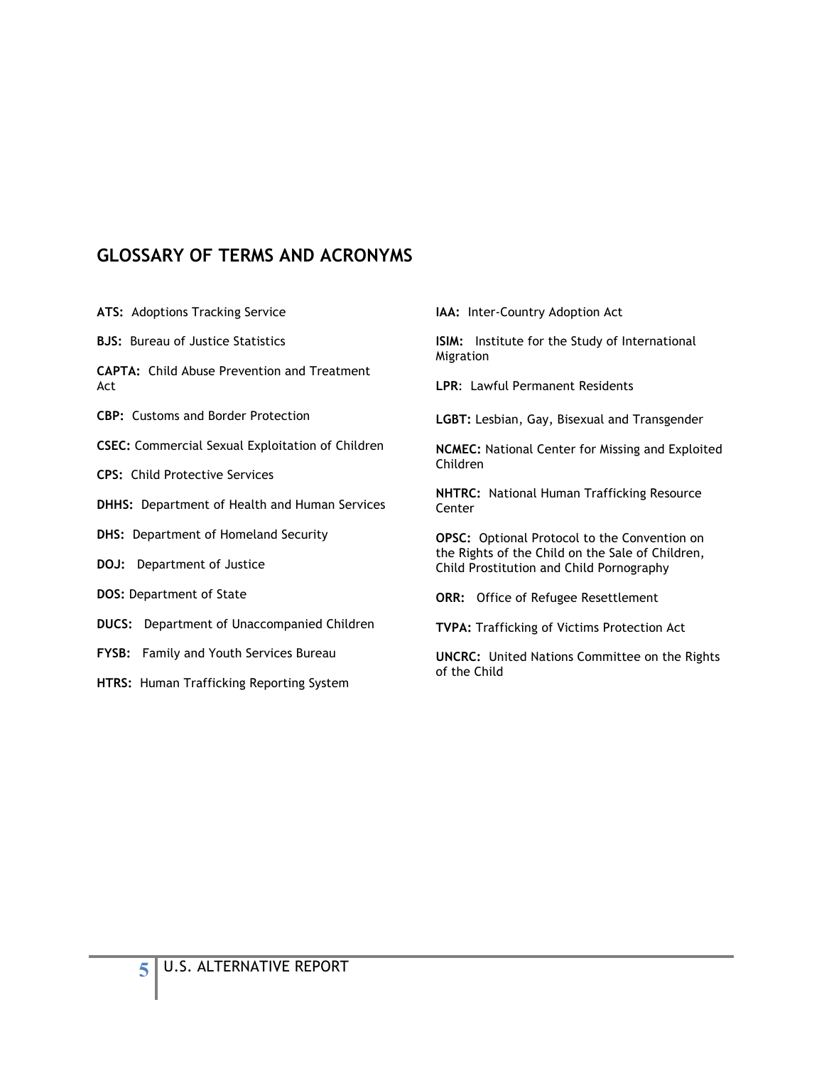## GLOSSARY OF TERMS AND ACRONYMS

**ATS:** Adoptions Tracking Service

**BJS:** Bureau of Justice Statistics

**CAPTA:** Child Abuse Prevention and Treatment Act

**CBP:** Customs and Border Protection

**CSEC:** Commercial Sexual Exploitation of Children

**CPS:** Child Protective Services

**DHHS:** Department of Health and Human Services

**DHS:** Department of Homeland Security

**DOJ:** Department of Justice

**DOS:** Department of State

**DUCS:** Department of Unaccompanied Children

**FYSB:** Family and Youth Services Bureau

**HTRS:** Human Trafficking Reporting System

**IAA:** Inter-Country Adoption Act

**ISIM:** Institute for the Study of International Migration

**LPR**: Lawful Permanent Residents

**LGBT:** Lesbian, Gay, Bisexual and Transgender

**NCMEC:** National Center for Missing and Exploited Children

**NHTRC:** National Human Trafficking Resource Center

**OPSC:** Optional Protocol to the Convention on the Rights of the Child on the Sale of Children, Child Prostitution and Child Pornography

**ORR:** Office of Refugee Resettlement

**TVPA:** Trafficking of Victims Protection Act

**UNCRC:** United Nations Committee on the Rights of the Child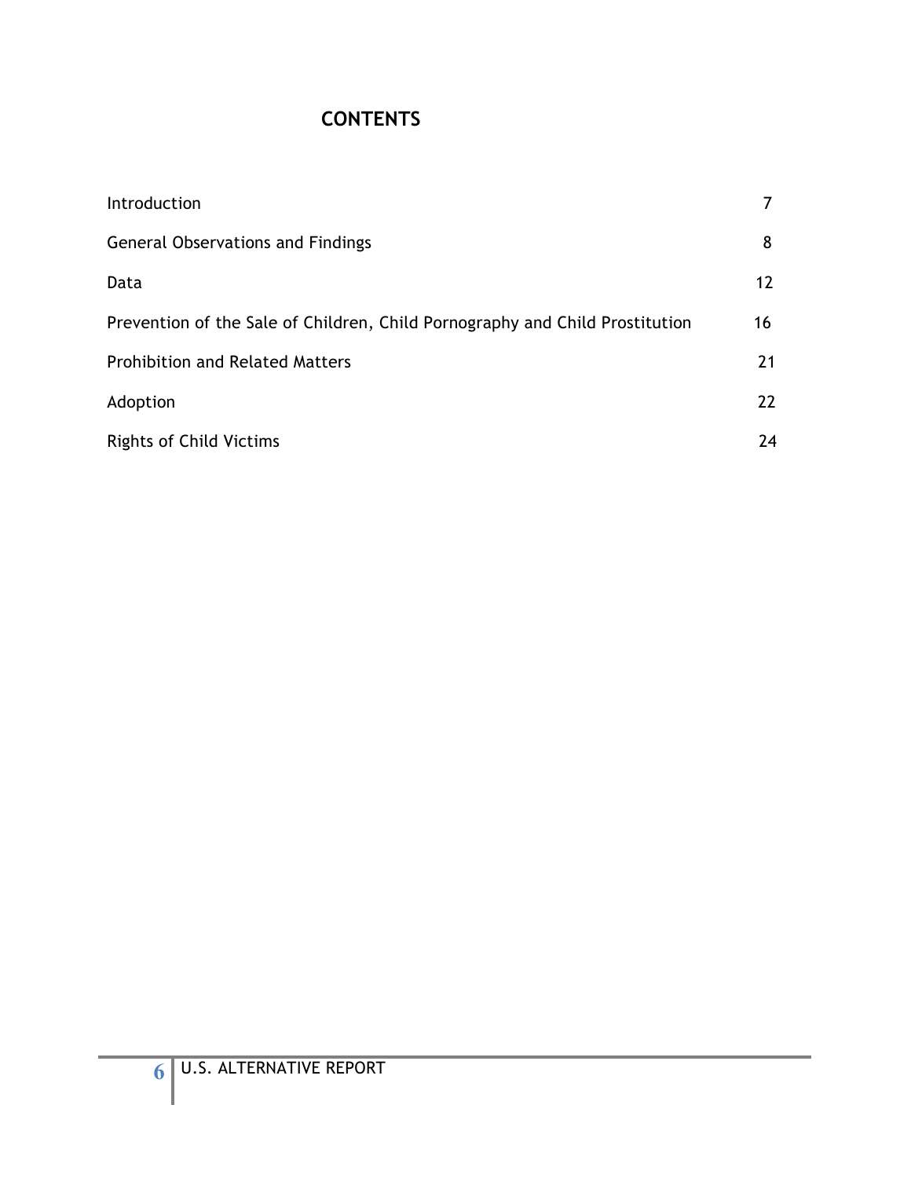# CONTENTS

| | |
|---|---|
| Introduction | 7 |
| General Observations and Findings | 8 |
| Data | 12 |
| Prevention of the Sale of Children, Child Pornography and Child Prostitution | 16 |
| Prohibition and Related Matters | 21 |
| Adoption | 22 |
| Rights of Child Victims | 24 |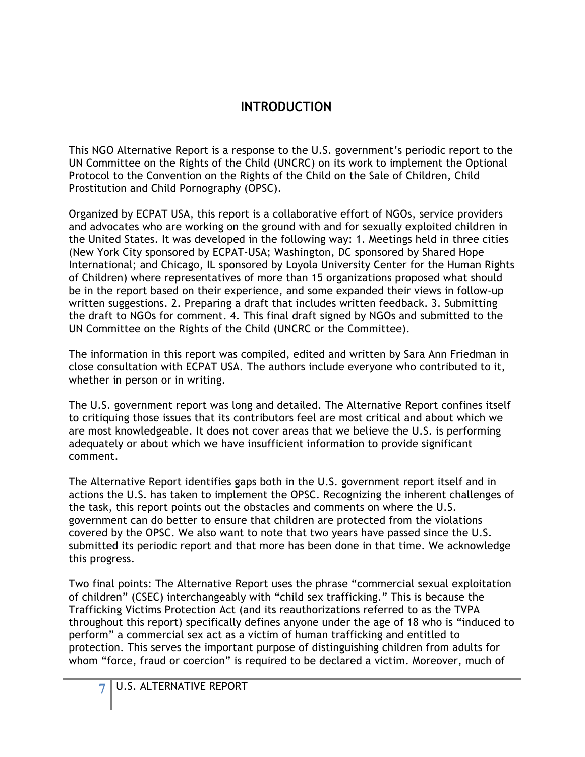## INTRODUCTION

This NGO Alternative Report is a response to the U.S. government's periodic report to the UN Committee on the Rights of the Child (UNCRC) on its work to implement the Optional Protocol to the Convention on the Rights of the Child on the Sale of Children, Child Prostitution and Child Pornography (OPSC).

Organized by ECPAT USA, this report is a collaborative effort of NGOs, service providers and advocates who are working on the ground with and for sexually exploited children in the United States. It was developed in the following way: 1. Meetings held in three cities (New York City sponsored by ECPAT-USA; Washington, DC sponsored by Shared Hope International; and Chicago, IL sponsored by Loyola University Center for the Human Rights of Children) where representatives of more than 15 organizations proposed what should be in the report based on their experience, and some expanded their views in follow-up written suggestions. 2. Preparing a draft that includes written feedback. 3. Submitting the draft to NGOs for comment. 4. This final draft signed by NGOs and submitted to the UN Committee on the Rights of the Child (UNCRC or the Committee).

The information in this report was compiled, edited and written by Sara Ann Friedman in close consultation with ECPAT USA. The authors include everyone who contributed to it, whether in person or in writing.

The U.S. government report was long and detailed. The Alternative Report confines itself to critiquing those issues that its contributors feel are most critical and about which we are most knowledgeable. It does not cover areas that we believe the U.S. is performing adequately or about which we have insufficient information to provide significant comment.

The Alternative Report identifies gaps both in the U.S. government report itself and in actions the U.S. has taken to implement the OPSC. Recognizing the inherent challenges of the task, this report points out the obstacles and comments on where the U.S. government can do better to ensure that children are protected from the violations covered by the OPSC. We also want to note that two years have passed since the U.S. submitted its periodic report and that more has been done in that time. We acknowledge this progress.

Two final points: The Alternative Report uses the phrase "commercial sexual exploitation of children" (CSEC) interchangeably with "child sex trafficking." This is because the Trafficking Victims Protection Act (and its reauthorizations referred to as the TVPA throughout this report) specifically defines anyone under the age of 18 who is "induced to perform" a commercial sex act as a victim of human trafficking and entitled to protection. This serves the important purpose of distinguishing children from adults for whom "force, fraud or coercion" is required to be declared a victim. Moreover, much of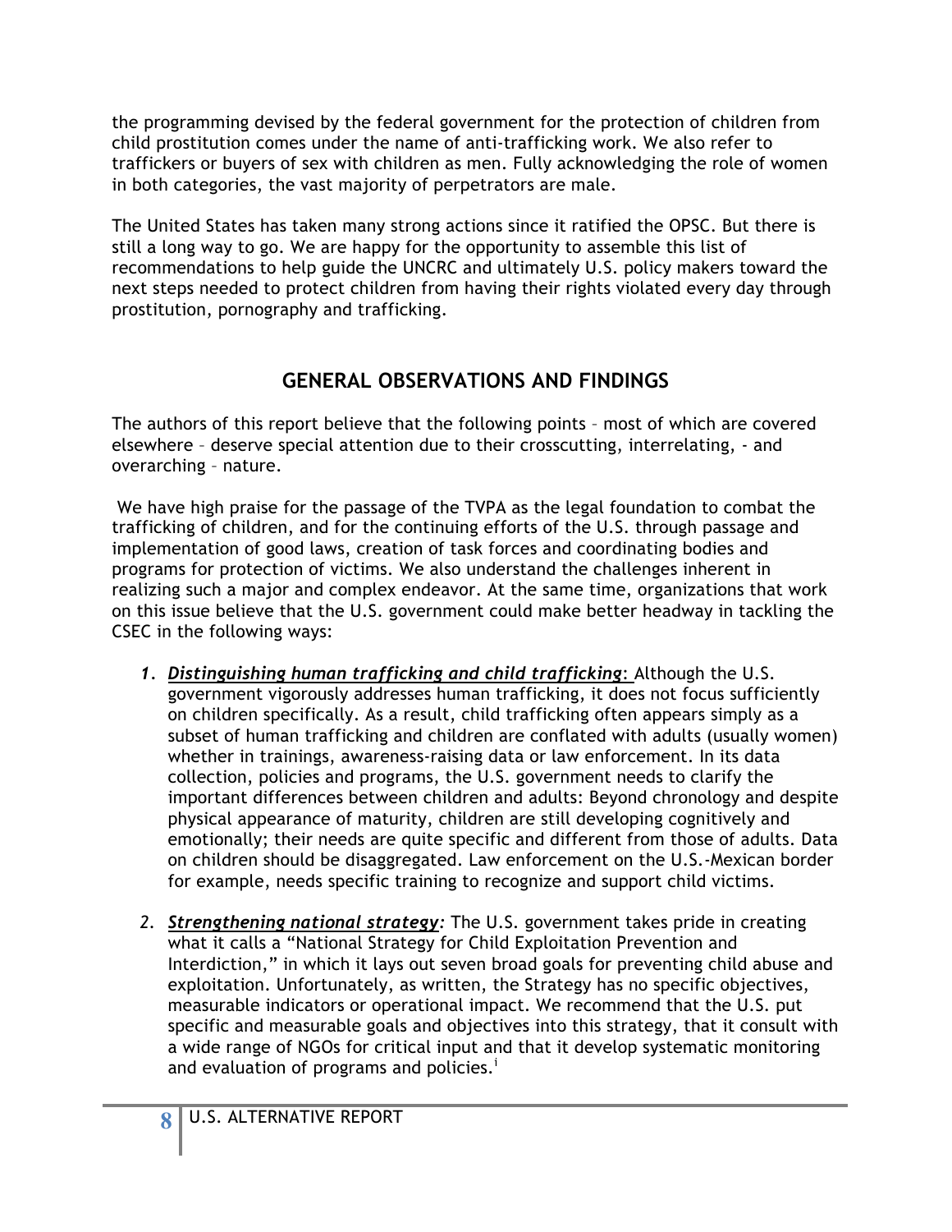the programming devised by the federal government for the protection of children from child prostitution comes under the name of anti-trafficking work. We also refer to traffickers or buyers of sex with children as men. Fully acknowledging the role of women in both categories, the vast majority of perpetrators are male.

The United States has taken many strong actions since it ratified the OPSC. But there is still a long way to go. We are happy for the opportunity to assemble this list of recommendations to help guide the UNCRC and ultimately U.S. policy makers toward the next steps needed to protect children from having their rights violated every day through prostitution, pornography and trafficking.

## GENERAL OBSERVATIONS AND FINDINGS

The authors of this report believe that the following points – most of which are covered elsewhere – deserve special attention due to their crosscutting, interrelating, - and overarching – nature.

We have high praise for the passage of the TVPA as the legal foundation to combat the trafficking of children, and for the continuing efforts of the U.S. through passage and implementation of good laws, creation of task forces and coordinating bodies and programs for protection of victims. We also understand the challenges inherent in realizing such a major and complex endeavor. At the same time, organizations that work on this issue believe that the U.S. government could make better headway in tackling the CSEC in the following ways:

1. ***Distinguishing human trafficking and child trafficking***: Although the U.S. government vigorously addresses human trafficking, it does not focus sufficiently on children specifically. As a result, child trafficking often appears simply as a subset of human trafficking and children are conflated with adults (usually women) whether in trainings, awareness-raising data or law enforcement. In its data collection, policies and programs, the U.S. government needs to clarify the important differences between children and adults: Beyond chronology and despite physical appearance of maturity, children are still developing cognitively and emotionally; their needs are quite specific and different from those of adults. Data on children should be disaggregated. Law enforcement on the U.S.-Mexican border for example, needs specific training to recognize and support child victims.

2. ***Strengthening national strategy:*** The U.S. government takes pride in creating what it calls a "National Strategy for Child Exploitation Prevention and Interdiction," in which it lays out seven broad goals for preventing child abuse and exploitation. Unfortunately, as written, the Strategy has no specific objectives, measurable indicators or operational impact. We recommend that the U.S. put specific and measurable goals and objectives into this strategy, that it consult with a wide range of NGOs for critical input and that it develop systematic monitoring and evaluation of programs and policies.[i]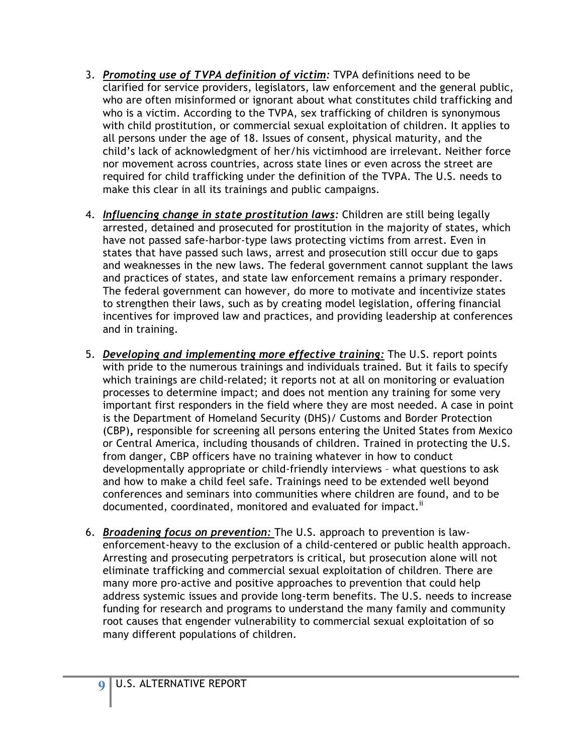3. ***Promoting use of TVPA definition of victim**:* TVPA definitions need to be clarified for service providers, legislators, law enforcement and the general public, who are often misinformed or ignorant about what constitutes child trafficking and who is a victim. According to the TVPA, sex trafficking of children is synonymous with child prostitution, or commercial sexual exploitation of children. It applies to all persons under the age of 18. Issues of consent, physical maturity, and the child's lack of acknowledgment of her/his victimhood are irrelevant. Neither force nor movement across countries, across state lines or even across the street are required for child trafficking under the definition of the TVPA. The U.S. needs to make this clear in all its trainings and public campaigns.

4. ***Influencing change in state prostitution laws**:* Children are still being legally arrested, detained and prosecuted for prostitution in the majority of states, which have not passed safe-harbor-type laws protecting victims from arrest. Even in states that have passed such laws, arrest and prosecution still occur due to gaps and weaknesses in the new laws. The federal government cannot supplant the laws and practices of states, and state law enforcement remains a primary responder. The federal government can however, do more to motivate and incentivize states to strengthen their laws, such as by creating model legislation, offering financial incentives for improved law and practices, and providing leadership at conferences and in training.

5. ***Developing and implementing more effective training:*** The U.S. report points with pride to the numerous trainings and individuals trained. But it fails to specify which trainings are child-related; it reports not at all on monitoring or evaluation processes to determine impact; and does not mention any training for some very important first responders in the field where they are most needed. A case in point is the Department of Homeland Security (DHS)/ Customs and Border Protection (CBP), responsible for screening all persons entering the United States from Mexico or Central America, including thousands of children. Trained in protecting the U.S. from danger, CBP officers have no training whatever in how to conduct developmentally appropriate or child-friendly interviews – what questions to ask and how to make a child feel safe. Trainings need to be extended well beyond conferences and seminars into communities where children are found, and to be documented, coordinated, monitored and evaluated for impact.[ii]

6. ***Broadening focus on prevention:*** The U.S. approach to prevention is law-enforcement-heavy to the exclusion of a child-centered or public health approach. Arresting and prosecuting perpetrators is critical, but prosecution alone will not eliminate trafficking and commercial sexual exploitation of children. There are many more pro-active and positive approaches to prevention that could help address systemic issues and provide long-term benefits. The U.S. needs to increase funding for research and programs to understand the many family and community root causes that engender vulnerability to commercial sexual exploitation of so many different populations of children.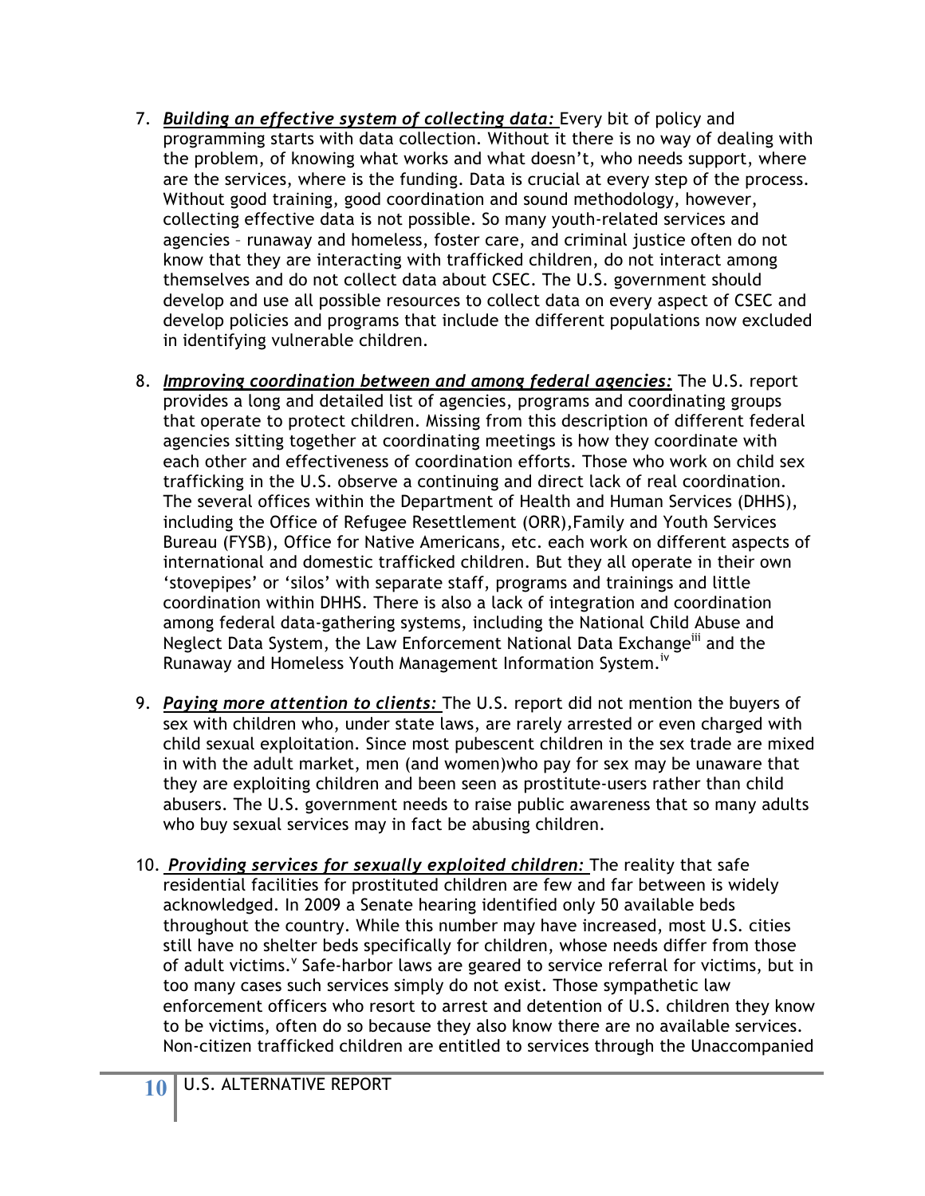7. ***Building an effective system of collecting data:*** Every bit of policy and programming starts with data collection. Without it there is no way of dealing with the problem, of knowing what works and what doesn't, who needs support, where are the services, where is the funding. Data is crucial at every step of the process. Without good training, good coordination and sound methodology, however, collecting effective data is not possible. So many youth-related services and agencies – runaway and homeless, foster care, and criminal justice often do not know that they are interacting with trafficked children, do not interact among themselves and do not collect data about CSEC. The U.S. government should develop and use all possible resources to collect data on every aspect of CSEC and develop policies and programs that include the different populations now excluded in identifying vulnerable children.

8. ***Improving coordination between and among federal agencies:*** The U.S. report provides a long and detailed list of agencies, programs and coordinating groups that operate to protect children. Missing from this description of different federal agencies sitting together at coordinating meetings is how they coordinate with each other and effectiveness of coordination efforts. Those who work on child sex trafficking in the U.S. observe a continuing and direct lack of real coordination. The several offices within the Department of Health and Human Services (DHHS), including the Office of Refugee Resettlement (ORR),Family and Youth Services Bureau (FYSB), Office for Native Americans, etc. each work on different aspects of international and domestic trafficked children. But they all operate in their own 'stovepipes' or 'silos' with separate staff, programs and trainings and little coordination within DHHS. There is also a lack of integration and coordination among federal data-gathering systems, including the National Child Abuse and Neglect Data System, the Law Enforcement National Data Exchange[iii] and the Runaway and Homeless Youth Management Information System.[iv]

9. ***Paying more attention to clients:*** The U.S. report did not mention the buyers of sex with children who, under state laws, are rarely arrested or even charged with child sexual exploitation. Since most pubescent children in the sex trade are mixed in with the adult market, men (and women)who pay for sex may be unaware that they are exploiting children and been seen as prostitute-users rather than child abusers. The U.S. government needs to raise public awareness that so many adults who buy sexual services may in fact be abusing children.

10. ***Providing services for sexually exploited children:*** The reality that safe residential facilities for prostituted children are few and far between is widely acknowledged. In 2009 a Senate hearing identified only 50 available beds throughout the country. While this number may have increased, most U.S. cities still have no shelter beds specifically for children, whose needs differ from those of adult victims.[v] Safe-harbor laws are geared to service referral for victims, but in too many cases such services simply do not exist. Those sympathetic law enforcement officers who resort to arrest and detention of U.S. children they know to be victims, often do so because they also know there are no available services. Non-citizen trafficked children are entitled to services through the Unaccompanied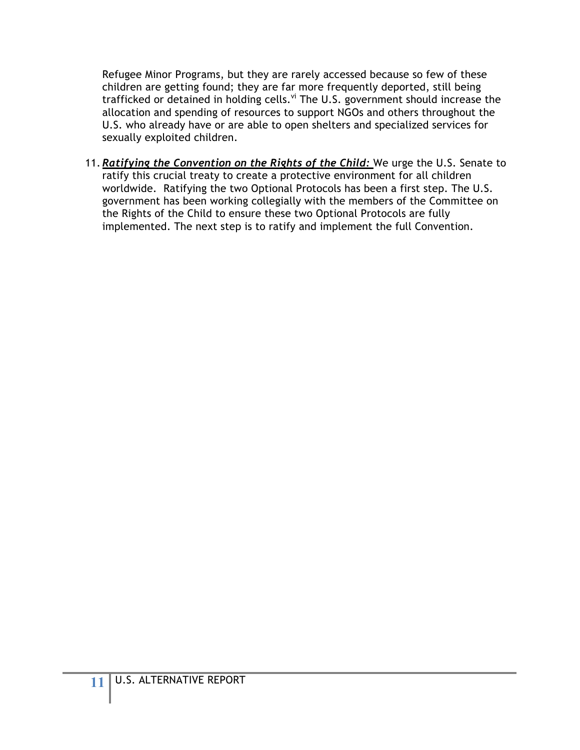Refugee Minor Programs, but they are rarely accessed because so few of these children are getting found; they are far more frequently deported, still being trafficked or detained in holding cells.[vi] The U.S. government should increase the allocation and spending of resources to support NGOs and others throughout the U.S. who already have or are able to open shelters and specialized services for sexually exploited children.

11. ***Ratifying the Convention on the Rights of the Child:*** We urge the U.S. Senate to ratify this crucial treaty to create a protective environment for all children worldwide. Ratifying the two Optional Protocols has been a first step. The U.S. government has been working collegially with the members of the Committee on the Rights of the Child to ensure these two Optional Protocols are fully implemented. The next step is to ratify and implement the full Convention.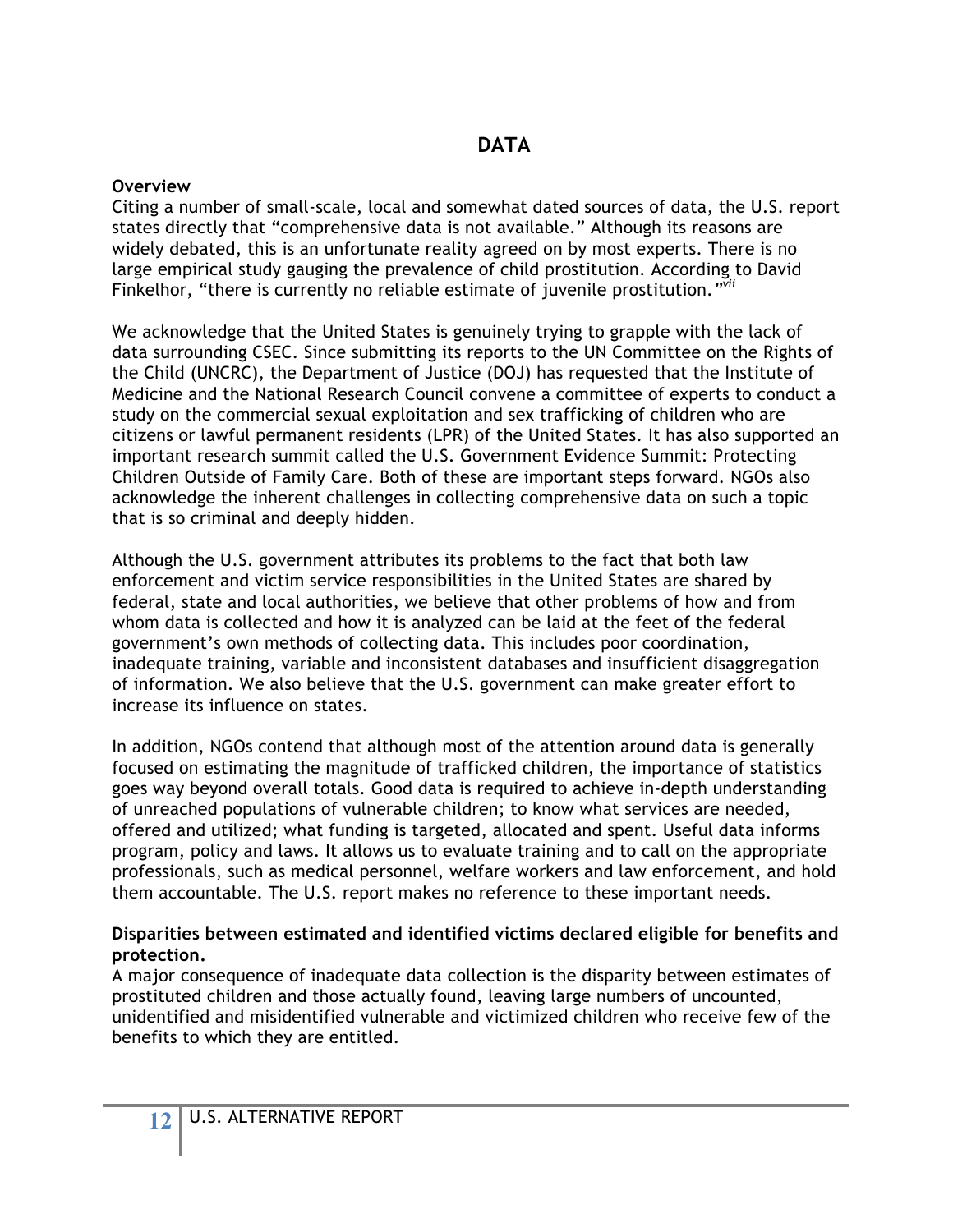# DATA

**Overview**

Citing a number of small-scale, local and somewhat dated sources of data, the U.S. report states directly that "comprehensive data is not available." Although its reasons are widely debated, this is an unfortunate reality agreed on by most experts. There is no large empirical study gauging the prevalence of child prostitution. According to David Finkelhor, "there is currently no reliable estimate of juvenile prostitution."[vii]

We acknowledge that the United States is genuinely trying to grapple with the lack of data surrounding CSEC. Since submitting its reports to the UN Committee on the Rights of the Child (UNCRC), the Department of Justice (DOJ) has requested that the Institute of Medicine and the National Research Council convene a committee of experts to conduct a study on the commercial sexual exploitation and sex trafficking of children who are citizens or lawful permanent residents (LPR) of the United States. It has also supported an important research summit called the U.S. Government Evidence Summit: Protecting Children Outside of Family Care. Both of these are important steps forward. NGOs also acknowledge the inherent challenges in collecting comprehensive data on such a topic that is so criminal and deeply hidden.

Although the U.S. government attributes its problems to the fact that both law enforcement and victim service responsibilities in the United States are shared by federal, state and local authorities, we believe that other problems of how and from whom data is collected and how it is analyzed can be laid at the feet of the federal government's own methods of collecting data. This includes poor coordination, inadequate training, variable and inconsistent databases and insufficient disaggregation of information. We also believe that the U.S. government can make greater effort to increase its influence on states.

In addition, NGOs contend that although most of the attention around data is generally focused on estimating the magnitude of trafficked children, the importance of statistics goes way beyond overall totals. Good data is required to achieve in-depth understanding of unreached populations of vulnerable children; to know what services are needed, offered and utilized; what funding is targeted, allocated and spent. Useful data informs program, policy and laws. It allows us to evaluate training and to call on the appropriate professionals, such as medical personnel, welfare workers and law enforcement, and hold them accountable. The U.S. report makes no reference to these important needs.

**Disparities between estimated and identified victims declared eligible for benefits and protection.**

A major consequence of inadequate data collection is the disparity between estimates of prostituted children and those actually found, leaving large numbers of uncounted, unidentified and misidentified vulnerable and victimized children who receive few of the benefits to which they are entitled.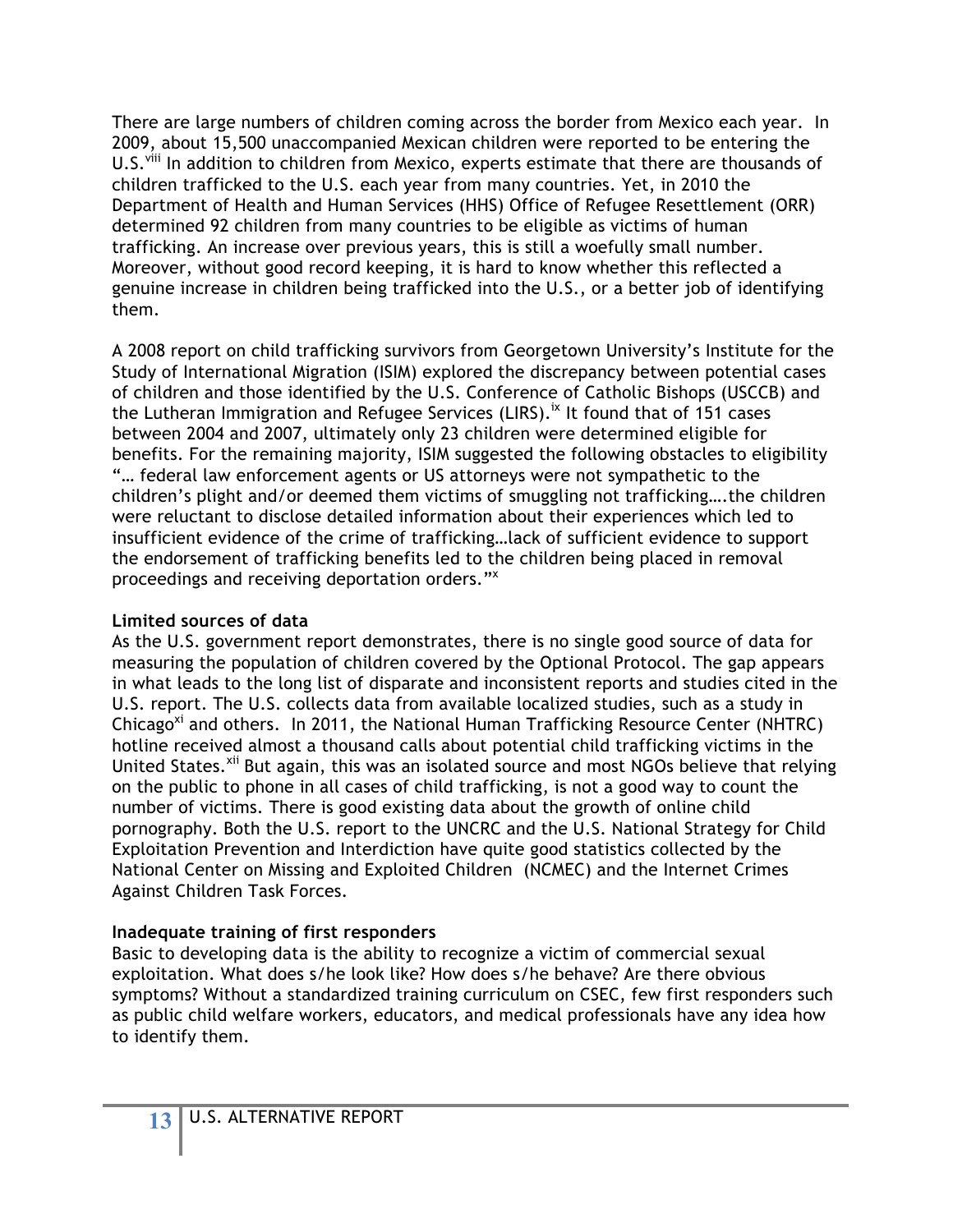There are large numbers of children coming across the border from Mexico each year. In 2009, about 15,500 unaccompanied Mexican children were reported to be entering the U.S.[viii] In addition to children from Mexico, experts estimate that there are thousands of children trafficked to the U.S. each year from many countries. Yet, in 2010 the Department of Health and Human Services (HHS) Office of Refugee Resettlement (ORR) determined 92 children from many countries to be eligible as victims of human trafficking. An increase over previous years, this is still a woefully small number. Moreover, without good record keeping, it is hard to know whether this reflected a genuine increase in children being trafficked into the U.S., or a better job of identifying them.

A 2008 report on child trafficking survivors from Georgetown University's Institute for the Study of International Migration (ISIM) explored the discrepancy between potential cases of children and those identified by the U.S. Conference of Catholic Bishops (USCCB) and the Lutheran Immigration and Refugee Services (LIRS).[ix] It found that of 151 cases between 2004 and 2007, ultimately only 23 children were determined eligible for benefits. For the remaining majority, ISIM suggested the following obstacles to eligibility "… federal law enforcement agents or US attorneys were not sympathetic to the children's plight and/or deemed them victims of smuggling not trafficking….the children were reluctant to disclose detailed information about their experiences which led to insufficient evidence of the crime of trafficking…lack of sufficient evidence to support the endorsement of trafficking benefits led to the children being placed in removal proceedings and receiving deportation orders."[x]

**Limited sources of data**

As the U.S. government report demonstrates, there is no single good source of data for measuring the population of children covered by the Optional Protocol. The gap appears in what leads to the long list of disparate and inconsistent reports and studies cited in the U.S. report. The U.S. collects data from available localized studies, such as a study in Chicago[xi] and others. In 2011, the National Human Trafficking Resource Center (NHTRC) hotline received almost a thousand calls about potential child trafficking victims in the United States.[xii] But again, this was an isolated source and most NGOs believe that relying on the public to phone in all cases of child trafficking, is not a good way to count the number of victims. There is good existing data about the growth of online child pornography. Both the U.S. report to the UNCRC and the U.S. National Strategy for Child Exploitation Prevention and Interdiction have quite good statistics collected by the National Center on Missing and Exploited Children (NCMEC) and the Internet Crimes Against Children Task Forces.

**Inadequate training of first responders**

Basic to developing data is the ability to recognize a victim of commercial sexual exploitation. What does s/he look like? How does s/he behave? Are there obvious symptoms? Without a standardized training curriculum on CSEC, few first responders such as public child welfare workers, educators, and medical professionals have any idea how to identify them.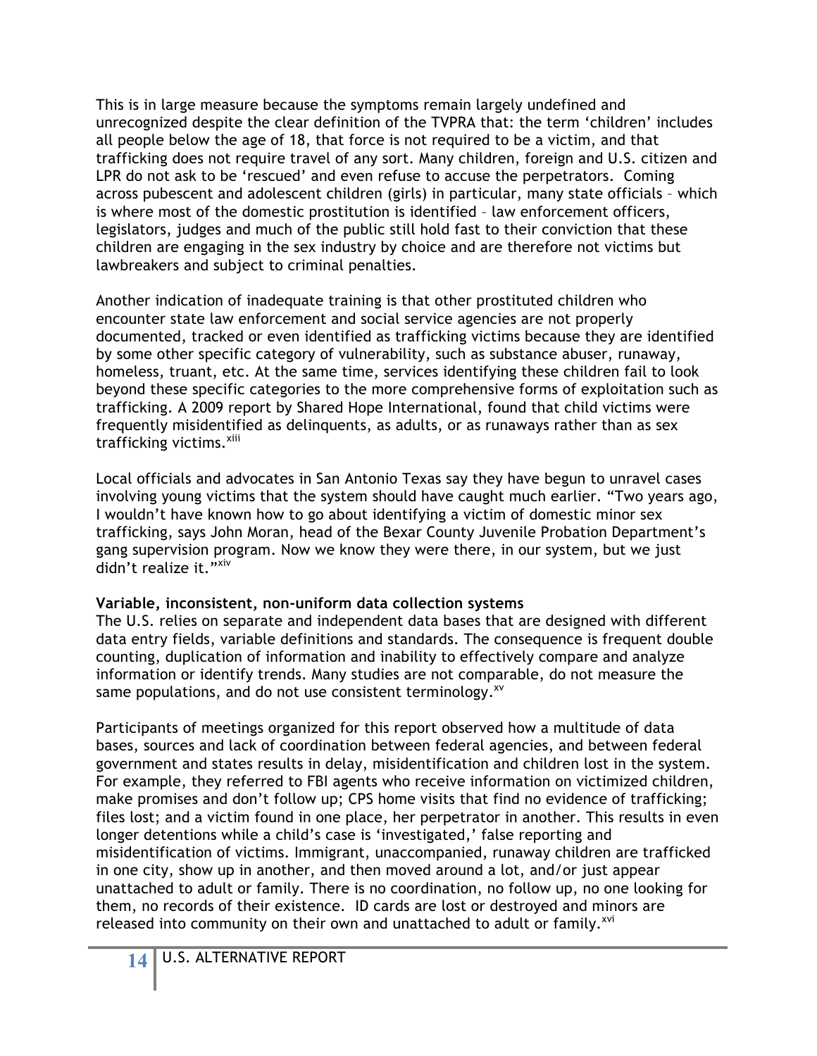This is in large measure because the symptoms remain largely undefined and unrecognized despite the clear definition of the TVPRA that: the term 'children' includes all people below the age of 18, that force is not required to be a victim, and that trafficking does not require travel of any sort. Many children, foreign and U.S. citizen and LPR do not ask to be 'rescued' and even refuse to accuse the perpetrators. Coming across pubescent and adolescent children (girls) in particular, many state officials – which is where most of the domestic prostitution is identified – law enforcement officers, legislators, judges and much of the public still hold fast to their conviction that these children are engaging in the sex industry by choice and are therefore not victims but lawbreakers and subject to criminal penalties.

Another indication of inadequate training is that other prostituted children who encounter state law enforcement and social service agencies are not properly documented, tracked or even identified as trafficking victims because they are identified by some other specific category of vulnerability, such as substance abuser, runaway, homeless, truant, etc. At the same time, services identifying these children fail to look beyond these specific categories to the more comprehensive forms of exploitation such as trafficking. A 2009 report by Shared Hope International, found that child victims were frequently misidentified as delinquents, as adults, or as runaways rather than as sex trafficking victims.[xiii]

Local officials and advocates in San Antonio Texas say they have begun to unravel cases involving young victims that the system should have caught much earlier. "Two years ago, I wouldn't have known how to go about identifying a victim of domestic minor sex trafficking, says John Moran, head of the Bexar County Juvenile Probation Department's gang supervision program. Now we know they were there, in our system, but we just didn't realize it."[xiv]

**Variable, inconsistent, non-uniform data collection systems**

The U.S. relies on separate and independent data bases that are designed with different data entry fields, variable definitions and standards. The consequence is frequent double counting, duplication of information and inability to effectively compare and analyze information or identify trends. Many studies are not comparable, do not measure the same populations, and do not use consistent terminology.[xv]

Participants of meetings organized for this report observed how a multitude of data bases, sources and lack of coordination between federal agencies, and between federal government and states results in delay, misidentification and children lost in the system. For example, they referred to FBI agents who receive information on victimized children, make promises and don't follow up; CPS home visits that find no evidence of trafficking; files lost; and a victim found in one place, her perpetrator in another. This results in even longer detentions while a child's case is 'investigated,' false reporting and misidentification of victims. Immigrant, unaccompanied, runaway children are trafficked in one city, show up in another, and then moved around a lot, and/or just appear unattached to adult or family. There is no coordination, no follow up, no one looking for them, no records of their existence. ID cards are lost or destroyed and minors are released into community on their own and unattached to adult or family.[xvi]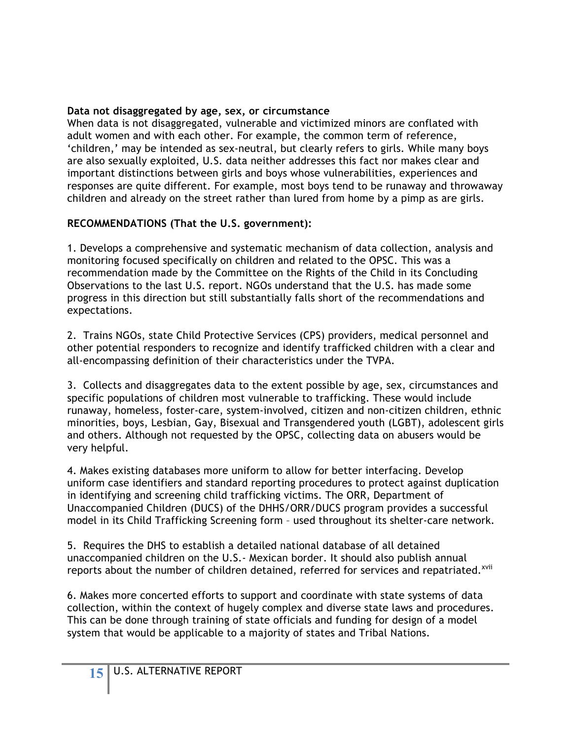**Data not disaggregated by age, sex, or circumstance**

When data is not disaggregated, vulnerable and victimized minors are conflated with adult women and with each other. For example, the common term of reference, 'children,' may be intended as sex-neutral, but clearly refers to girls. While many boys are also sexually exploited, U.S. data neither addresses this fact nor makes clear and important distinctions between girls and boys whose vulnerabilities, experiences and responses are quite different. For example, most boys tend to be runaway and throwaway children and already on the street rather than lured from home by a pimp as are girls.

**RECOMMENDATIONS (That the U.S. government):**

1. Develops a comprehensive and systematic mechanism of data collection, analysis and monitoring focused specifically on children and related to the OPSC. This was a recommendation made by the Committee on the Rights of the Child in its Concluding Observations to the last U.S. report. NGOs understand that the U.S. has made some progress in this direction but still substantially falls short of the recommendations and expectations.

2. Trains NGOs, state Child Protective Services (CPS) providers, medical personnel and other potential responders to recognize and identify trafficked children with a clear and all-encompassing definition of their characteristics under the TVPA.

3. Collects and disaggregates data to the extent possible by age, sex, circumstances and specific populations of children most vulnerable to trafficking. These would include runaway, homeless, foster-care, system-involved, citizen and non-citizen children, ethnic minorities, boys, Lesbian, Gay, Bisexual and Transgendered youth (LGBT), adolescent girls and others. Although not requested by the OPSC, collecting data on abusers would be very helpful.

4. Makes existing databases more uniform to allow for better interfacing. Develop uniform case identifiers and standard reporting procedures to protect against duplication in identifying and screening child trafficking victims. The ORR, Department of Unaccompanied Children (DUCS) of the DHHS/ORR/DUCS program provides a successful model in its Child Trafficking Screening form – used throughout its shelter-care network.

5. Requires the DHS to establish a detailed national database of all detained unaccompanied children on the U.S.- Mexican border. It should also publish annual reports about the number of children detained, referred for services and repatriated.[xvii]

6. Makes more concerted efforts to support and coordinate with state systems of data collection, within the context of hugely complex and diverse state laws and procedures. This can be done through training of state officials and funding for design of a model system that would be applicable to a majority of states and Tribal Nations.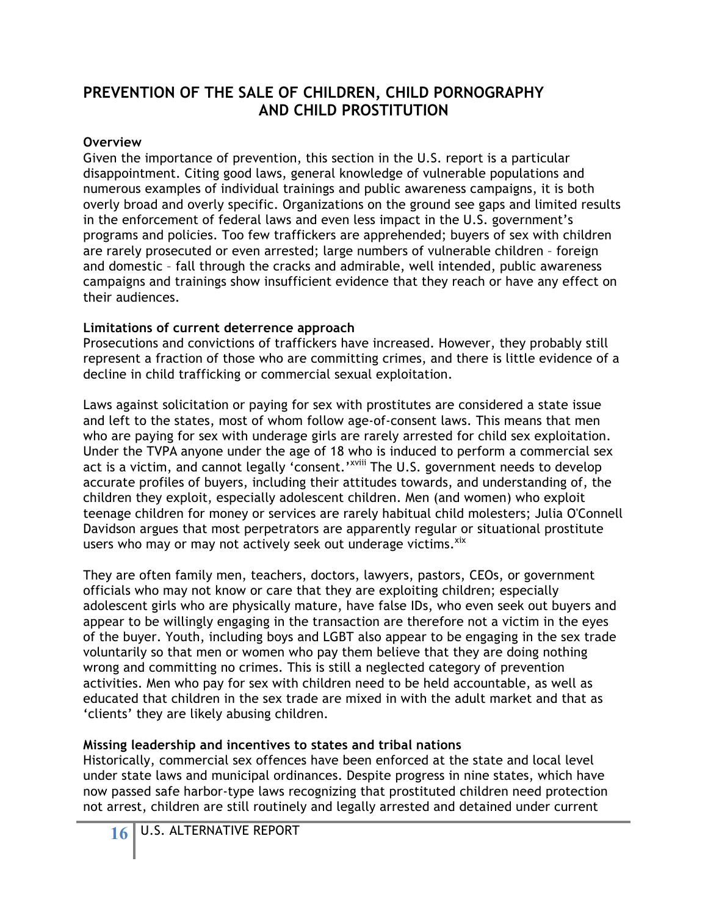# PREVENTION OF THE SALE OF CHILDREN, CHILD PORNOGRAPHY AND CHILD PROSTITUTION

**Overview**

Given the importance of prevention, this section in the U.S. report is a particular disappointment. Citing good laws, general knowledge of vulnerable populations and numerous examples of individual trainings and public awareness campaigns, it is both overly broad and overly specific. Organizations on the ground see gaps and limited results in the enforcement of federal laws and even less impact in the U.S. government's programs and policies. Too few traffickers are apprehended; buyers of sex with children are rarely prosecuted or even arrested; large numbers of vulnerable children – foreign and domestic – fall through the cracks and admirable, well intended, public awareness campaigns and trainings show insufficient evidence that they reach or have any effect on their audiences.

**Limitations of current deterrence approach**

Prosecutions and convictions of traffickers have increased. However, they probably still represent a fraction of those who are committing crimes, and there is little evidence of a decline in child trafficking or commercial sexual exploitation.

Laws against solicitation or paying for sex with prostitutes are considered a state issue and left to the states, most of whom follow age-of-consent laws. This means that men who are paying for sex with underage girls are rarely arrested for child sex exploitation. Under the TVPA anyone under the age of 18 who is induced to perform a commercial sex act is a victim, and cannot legally 'consent.'[xviii] The U.S. government needs to develop accurate profiles of buyers, including their attitudes towards, and understanding of, the children they exploit, especially adolescent children. Men (and women) who exploit teenage children for money or services are rarely habitual child molesters; Julia O'Connell Davidson argues that most perpetrators are apparently regular or situational prostitute users who may or may not actively seek out underage victims.[xix]

They are often family men, teachers, doctors, lawyers, pastors, CEOs, or government officials who may not know or care that they are exploiting children; especially adolescent girls who are physically mature, have false IDs, who even seek out buyers and appear to be willingly engaging in the transaction are therefore not a victim in the eyes of the buyer. Youth, including boys and LGBT also appear to be engaging in the sex trade voluntarily so that men or women who pay them believe that they are doing nothing wrong and committing no crimes. This is still a neglected category of prevention activities. Men who pay for sex with children need to be held accountable, as well as educated that children in the sex trade are mixed in with the adult market and that as 'clients' they are likely abusing children.

**Missing leadership and incentives to states and tribal nations**

Historically, commercial sex offences have been enforced at the state and local level under state laws and municipal ordinances. Despite progress in nine states, which have now passed safe harbor-type laws recognizing that prostituted children need protection not arrest, children are still routinely and legally arrested and detained under current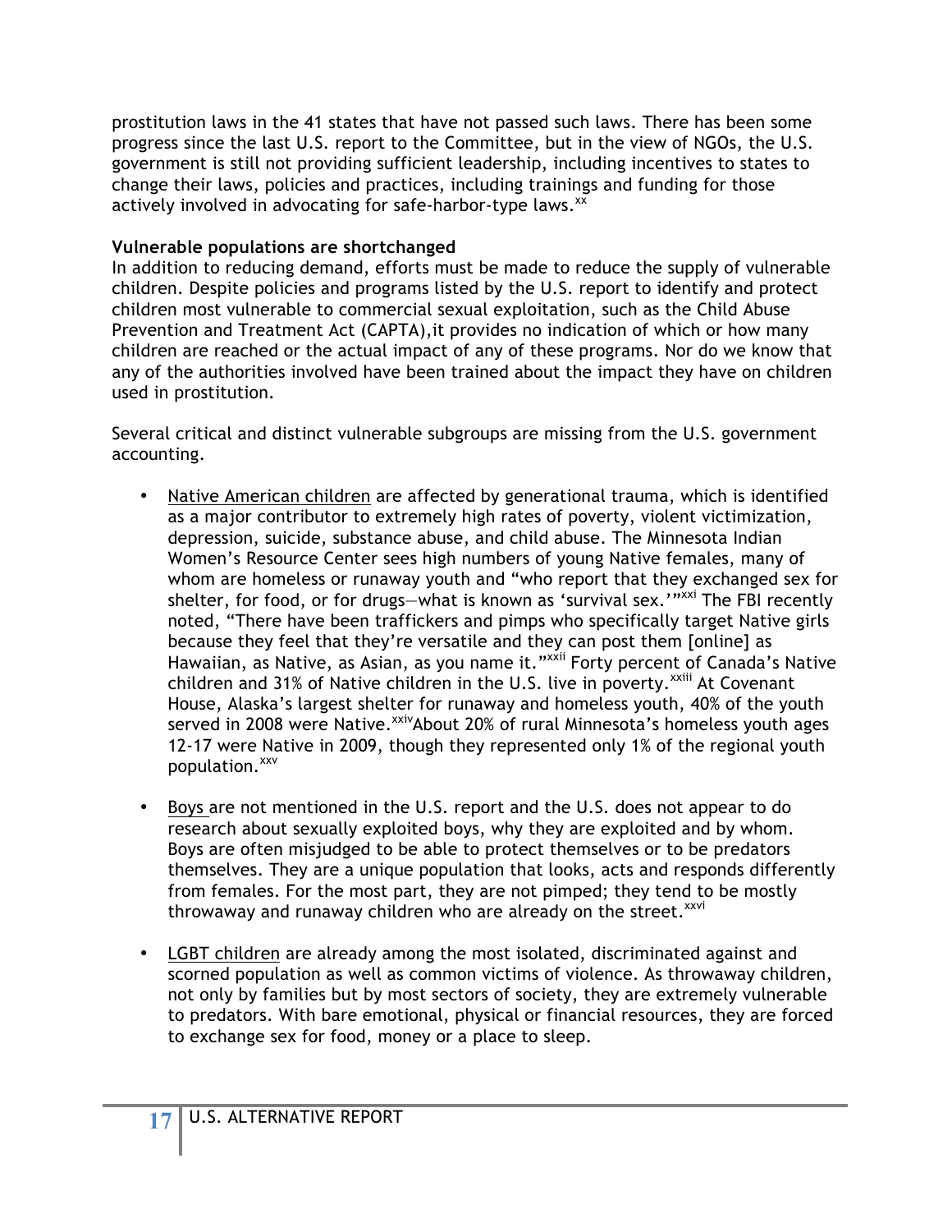prostitution laws in the 41 states that have not passed such laws. There has been some progress since the last U.S. report to the Committee, but in the view of NGOs, the U.S. government is still not providing sufficient leadership, including incentives to states to change their laws, policies and practices, including trainings and funding for those actively involved in advocating for safe-harbor-type laws.[xx]

**Vulnerable populations are shortchanged**

In addition to reducing demand, efforts must be made to reduce the supply of vulnerable children. Despite policies and programs listed by the U.S. report to identify and protect children most vulnerable to commercial sexual exploitation, such as the Child Abuse Prevention and Treatment Act (CAPTA),it provides no indication of which or how many children are reached or the actual impact of any of these programs. Nor do we know that any of the authorities involved have been trained about the impact they have on children used in prostitution.

Several critical and distinct vulnerable subgroups are missing from the U.S. government accounting.

- Native American children are affected by generational trauma, which is identified as a major contributor to extremely high rates of poverty, violent victimization, depression, suicide, substance abuse, and child abuse. The Minnesota Indian Women's Resource Center sees high numbers of young Native females, many of whom are homeless or runaway youth and "who report that they exchanged sex for shelter, for food, or for drugs—what is known as 'survival sex.'"[xxi] The FBI recently noted, "There have been traffickers and pimps who specifically target Native girls because they feel that they're versatile and they can post them [online] as Hawaiian, as Native, as Asian, as you name it."[xxii] Forty percent of Canada's Native children and 31% of Native children in the U.S. live in poverty.[xxiii] At Covenant House, Alaska's largest shelter for runaway and homeless youth, 40% of the youth served in 2008 were Native.[xxiv]About 20% of rural Minnesota's homeless youth ages 12-17 were Native in 2009, though they represented only 1% of the regional youth population.[xxv]

- Boys are not mentioned in the U.S. report and the U.S. does not appear to do research about sexually exploited boys, why they are exploited and by whom. Boys are often misjudged to be able to protect themselves or to be predators themselves. They are a unique population that looks, acts and responds differently from females. For the most part, they are not pimped; they tend to be mostly throwaway and runaway children who are already on the street.[xxvi]

- LGBT children are already among the most isolated, discriminated against and scorned population as well as common victims of violence. As throwaway children, not only by families but by most sectors of society, they are extremely vulnerable to predators. With bare emotional, physical or financial resources, they are forced to exchange sex for food, money or a place to sleep.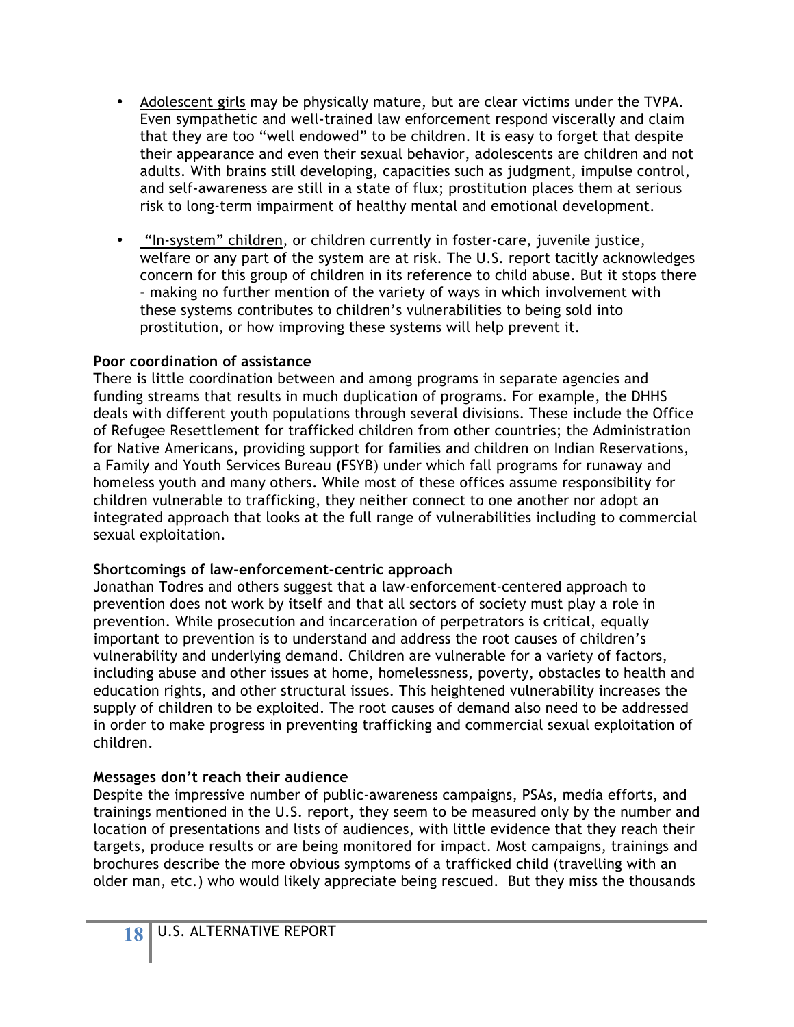- Adolescent girls may be physically mature, but are clear victims under the TVPA. Even sympathetic and well-trained law enforcement respond viscerally and claim that they are too "well endowed" to be children. It is easy to forget that despite their appearance and even their sexual behavior, adolescents are children and not adults. With brains still developing, capacities such as judgment, impulse control, and self-awareness are still in a state of flux; prostitution places them at serious risk to long-term impairment of healthy mental and emotional development.

- "In-system" children, or children currently in foster-care, juvenile justice, welfare or any part of the system are at risk. The U.S. report tacitly acknowledges concern for this group of children in its reference to child abuse. But it stops there – making no further mention of the variety of ways in which involvement with these systems contributes to children's vulnerabilities to being sold into prostitution, or how improving these systems will help prevent it.

**Poor coordination of assistance**
There is little coordination between and among programs in separate agencies and funding streams that results in much duplication of programs. For example, the DHHS deals with different youth populations through several divisions. These include the Office of Refugee Resettlement for trafficked children from other countries; the Administration for Native Americans, providing support for families and children on Indian Reservations, a Family and Youth Services Bureau (FSYB) under which fall programs for runaway and homeless youth and many others. While most of these offices assume responsibility for children vulnerable to trafficking, they neither connect to one another nor adopt an integrated approach that looks at the full range of vulnerabilities including to commercial sexual exploitation.

**Shortcomings of law-enforcement-centric approach**
Jonathan Todres and others suggest that a law-enforcement-centered approach to prevention does not work by itself and that all sectors of society must play a role in prevention. While prosecution and incarceration of perpetrators is critical, equally important to prevention is to understand and address the root causes of children's vulnerability and underlying demand. Children are vulnerable for a variety of factors, including abuse and other issues at home, homelessness, poverty, obstacles to health and education rights, and other structural issues. This heightened vulnerability increases the supply of children to be exploited. The root causes of demand also need to be addressed in order to make progress in preventing trafficking and commercial sexual exploitation of children.

**Messages don't reach their audience**
Despite the impressive number of public-awareness campaigns, PSAs, media efforts, and trainings mentioned in the U.S. report, they seem to be measured only by the number and location of presentations and lists of audiences, with little evidence that they reach their targets, produce results or are being monitored for impact. Most campaigns, trainings and brochures describe the more obvious symptoms of a trafficked child (travelling with an older man, etc.) who would likely appreciate being rescued. But they miss the thousands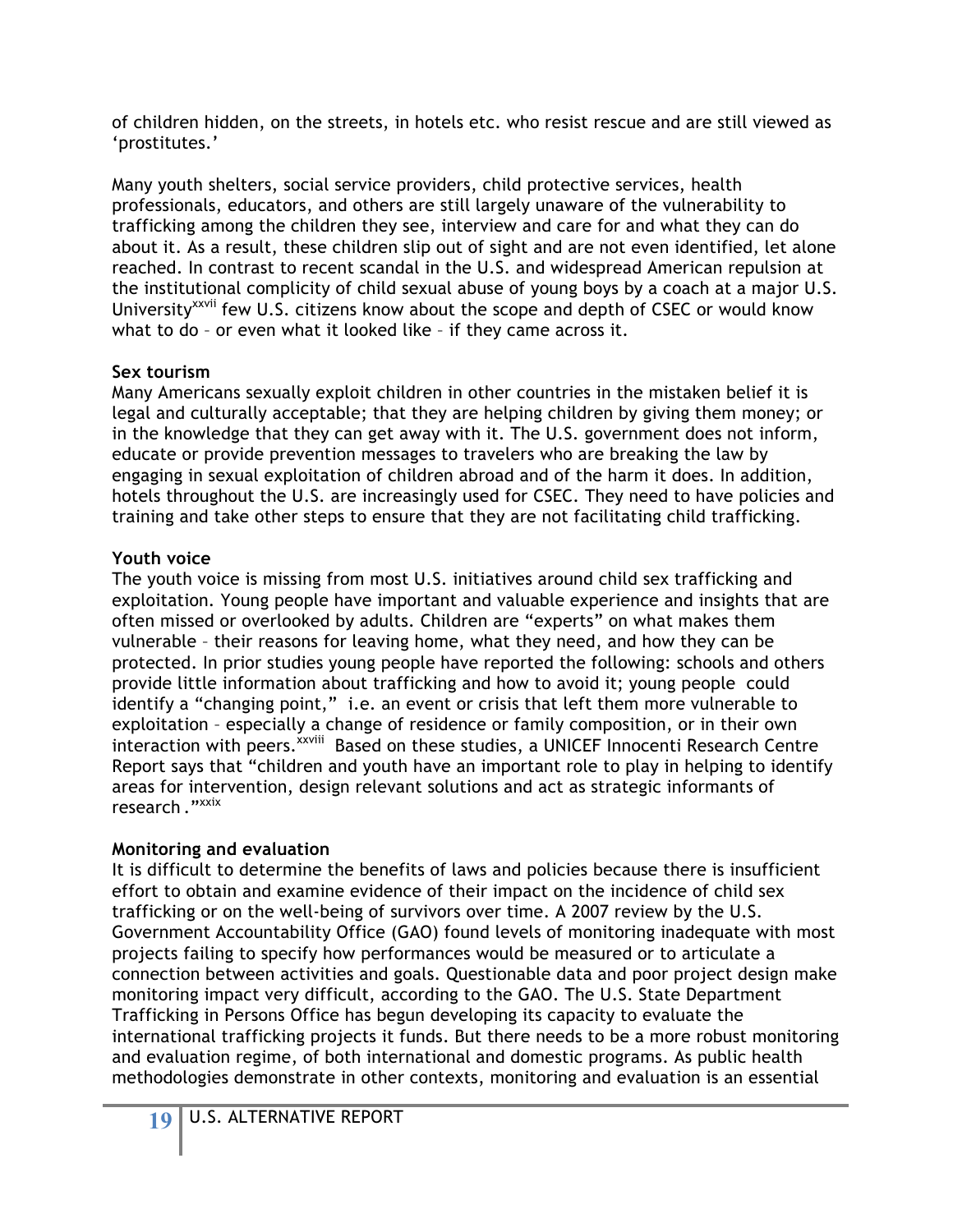of children hidden, on the streets, in hotels etc. who resist rescue and are still viewed as 'prostitutes.'

Many youth shelters, social service providers, child protective services, health professionals, educators, and others are still largely unaware of the vulnerability to trafficking among the children they see, interview and care for and what they can do about it. As a result, these children slip out of sight and are not even identified, let alone reached. In contrast to recent scandal in the U.S. and widespread American repulsion at the institutional complicity of child sexual abuse of young boys by a coach at a major U.S. University[xxvii] few U.S. citizens know about the scope and depth of CSEC or would know what to do – or even what it looked like – if they came across it.

**Sex tourism**

Many Americans sexually exploit children in other countries in the mistaken belief it is legal and culturally acceptable; that they are helping children by giving them money; or in the knowledge that they can get away with it. The U.S. government does not inform, educate or provide prevention messages to travelers who are breaking the law by engaging in sexual exploitation of children abroad and of the harm it does. In addition, hotels throughout the U.S. are increasingly used for CSEC. They need to have policies and training and take other steps to ensure that they are not facilitating child trafficking.

**Youth voice**

The youth voice is missing from most U.S. initiatives around child sex trafficking and exploitation. Young people have important and valuable experience and insights that are often missed or overlooked by adults. Children are "experts" on what makes them vulnerable – their reasons for leaving home, what they need, and how they can be protected. In prior studies young people have reported the following: schools and others provide little information about trafficking and how to avoid it; young people could identify a "changing point," i.e. an event or crisis that left them more vulnerable to exploitation – especially a change of residence or family composition, or in their own interaction with peers.[xxviii] Based on these studies, a UNICEF Innocenti Research Centre Report says that "children and youth have an important role to play in helping to identify areas for intervention, design relevant solutions and act as strategic informants of research."[xxix]

**Monitoring and evaluation**

It is difficult to determine the benefits of laws and policies because there is insufficient effort to obtain and examine evidence of their impact on the incidence of child sex trafficking or on the well-being of survivors over time. A 2007 review by the U.S. Government Accountability Office (GAO) found levels of monitoring inadequate with most projects failing to specify how performances would be measured or to articulate a connection between activities and goals. Questionable data and poor project design make monitoring impact very difficult, according to the GAO. The U.S. State Department Trafficking in Persons Office has begun developing its capacity to evaluate the international trafficking projects it funds. But there needs to be a more robust monitoring and evaluation regime, of both international and domestic programs. As public health methodologies demonstrate in other contexts, monitoring and evaluation is an essential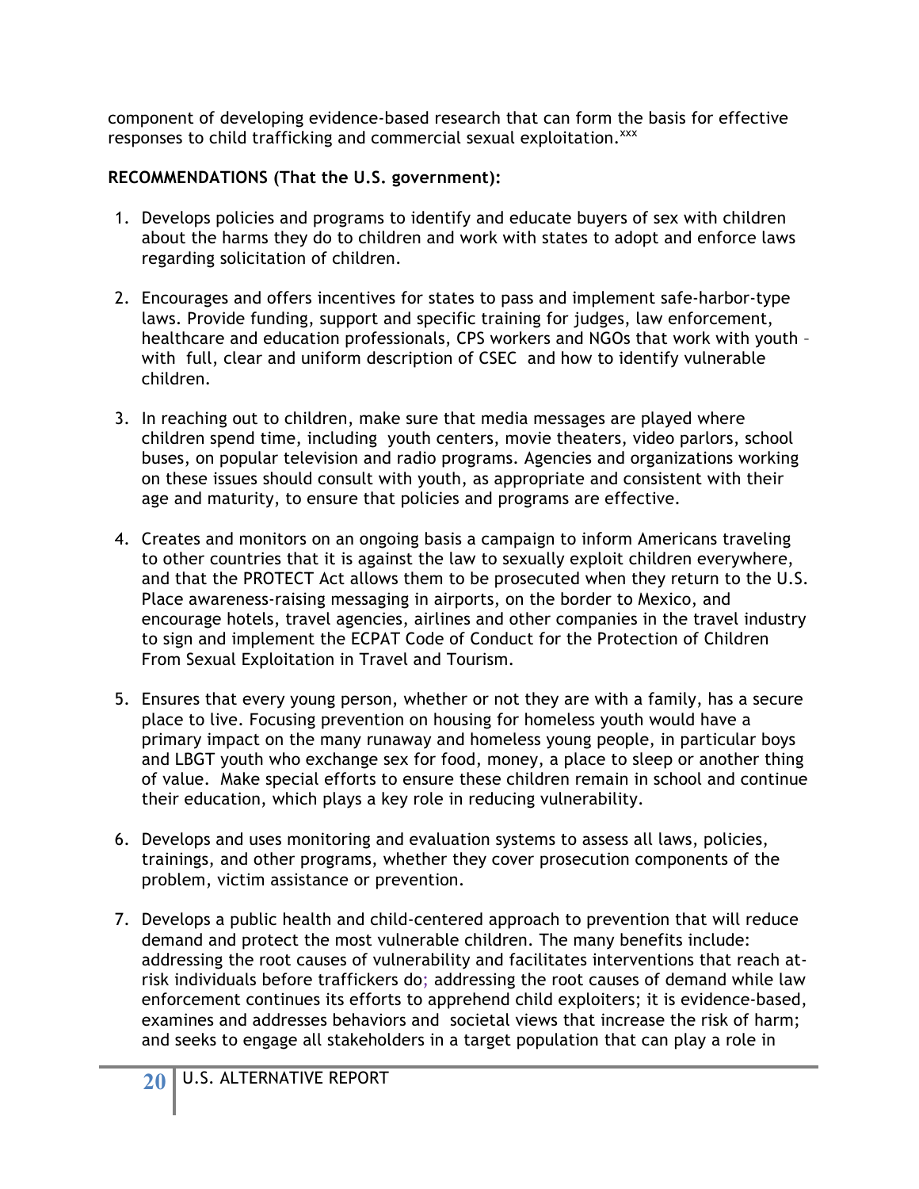component of developing evidence-based research that can form the basis for effective responses to child trafficking and commercial sexual exploitation.[xxx]

**RECOMMENDATIONS (That the U.S. government):**

1. Develops policies and programs to identify and educate buyers of sex with children about the harms they do to children and work with states to adopt and enforce laws regarding solicitation of children.

2. Encourages and offers incentives for states to pass and implement safe-harbor-type laws. Provide funding, support and specific training for judges, law enforcement, healthcare and education professionals, CPS workers and NGOs that work with youth – with full, clear and uniform description of CSEC and how to identify vulnerable children.

3. In reaching out to children, make sure that media messages are played where children spend time, including youth centers, movie theaters, video parlors, school buses, on popular television and radio programs. Agencies and organizations working on these issues should consult with youth, as appropriate and consistent with their age and maturity, to ensure that policies and programs are effective.

4. Creates and monitors on an ongoing basis a campaign to inform Americans traveling to other countries that it is against the law to sexually exploit children everywhere, and that the PROTECT Act allows them to be prosecuted when they return to the U.S. Place awareness-raising messaging in airports, on the border to Mexico, and encourage hotels, travel agencies, airlines and other companies in the travel industry to sign and implement the ECPAT Code of Conduct for the Protection of Children From Sexual Exploitation in Travel and Tourism.

5. Ensures that every young person, whether or not they are with a family, has a secure place to live. Focusing prevention on housing for homeless youth would have a primary impact on the many runaway and homeless young people, in particular boys and LBGT youth who exchange sex for food, money, a place to sleep or another thing of value. Make special efforts to ensure these children remain in school and continue their education, which plays a key role in reducing vulnerability.

6. Develops and uses monitoring and evaluation systems to assess all laws, policies, trainings, and other programs, whether they cover prosecution components of the problem, victim assistance or prevention.

7. Develops a public health and child-centered approach to prevention that will reduce demand and protect the most vulnerable children. The many benefits include: addressing the root causes of vulnerability and facilitates interventions that reach at-risk individuals before traffickers do; addressing the root causes of demand while law enforcement continues its efforts to apprehend child exploiters; it is evidence-based, examines and addresses behaviors and societal views that increase the risk of harm; and seeks to engage all stakeholders in a target population that can play a role in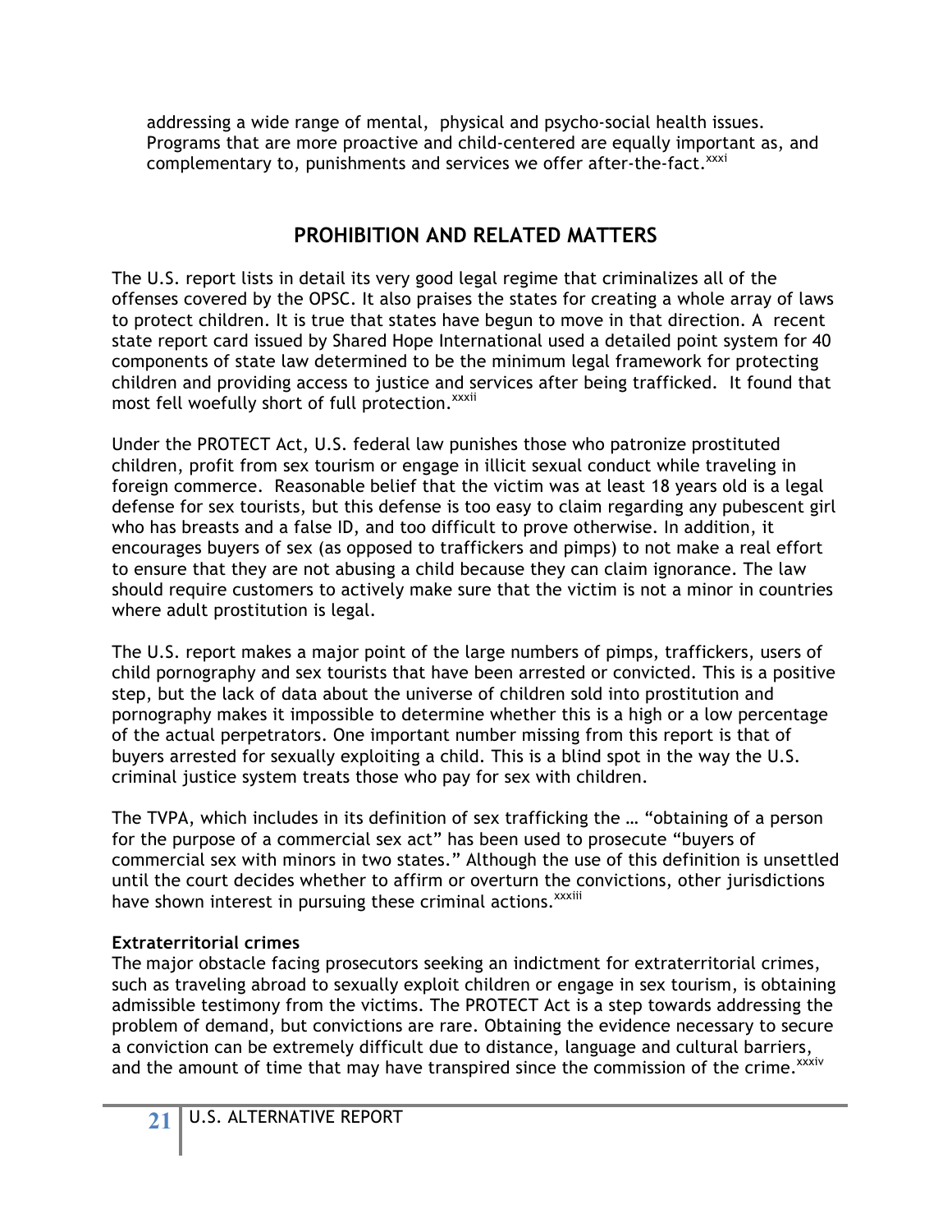addressing a wide range of mental, physical and psycho-social health issues. Programs that are more proactive and child-centered are equally important as, and complementary to, punishments and services we offer after-the-fact.[xxxi]

## PROHIBITION AND RELATED MATTERS

The U.S. report lists in detail its very good legal regime that criminalizes all of the offenses covered by the OPSC. It also praises the states for creating a whole array of laws to protect children. It is true that states have begun to move in that direction. A recent state report card issued by Shared Hope International used a detailed point system for 40 components of state law determined to be the minimum legal framework for protecting children and providing access to justice and services after being trafficked. It found that most fell woefully short of full protection.[xxxii]

Under the PROTECT Act, U.S. federal law punishes those who patronize prostituted children, profit from sex tourism or engage in illicit sexual conduct while traveling in foreign commerce. Reasonable belief that the victim was at least 18 years old is a legal defense for sex tourists, but this defense is too easy to claim regarding any pubescent girl who has breasts and a false ID, and too difficult to prove otherwise. In addition, it encourages buyers of sex (as opposed to traffickers and pimps) to not make a real effort to ensure that they are not abusing a child because they can claim ignorance. The law should require customers to actively make sure that the victim is not a minor in countries where adult prostitution is legal.

The U.S. report makes a major point of the large numbers of pimps, traffickers, users of child pornography and sex tourists that have been arrested or convicted. This is a positive step, but the lack of data about the universe of children sold into prostitution and pornography makes it impossible to determine whether this is a high or a low percentage of the actual perpetrators. One important number missing from this report is that of buyers arrested for sexually exploiting a child. This is a blind spot in the way the U.S. criminal justice system treats those who pay for sex with children.

The TVPA, which includes in its definition of sex trafficking the … "obtaining of a person for the purpose of a commercial sex act" has been used to prosecute "buyers of commercial sex with minors in two states." Although the use of this definition is unsettled until the court decides whether to affirm or overturn the convictions, other jurisdictions have shown interest in pursuing these criminal actions.[xxxiii]

**Extraterritorial crimes**

The major obstacle facing prosecutors seeking an indictment for extraterritorial crimes, such as traveling abroad to sexually exploit children or engage in sex tourism, is obtaining admissible testimony from the victims. The PROTECT Act is a step towards addressing the problem of demand, but convictions are rare. Obtaining the evidence necessary to secure a conviction can be extremely difficult due to distance, language and cultural barriers, and the amount of time that may have transpired since the commission of the crime.[xxxiv]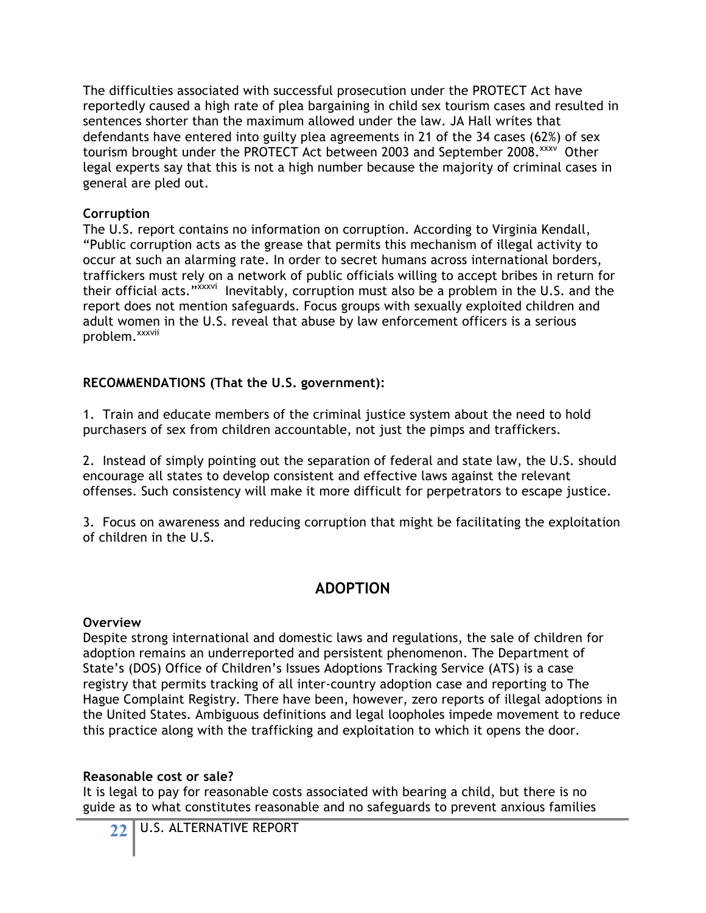The difficulties associated with successful prosecution under the PROTECT Act have reportedly caused a high rate of plea bargaining in child sex tourism cases and resulted in sentences shorter than the maximum allowed under the law. JA Hall writes that defendants have entered into guilty plea agreements in 21 of the 34 cases (62%) of sex tourism brought under the PROTECT Act between 2003 and September 2008.[xxxv] Other legal experts say that this is not a high number because the majority of criminal cases in general are pled out.

**Corruption**

The U.S. report contains no information on corruption. According to Virginia Kendall, "Public corruption acts as the grease that permits this mechanism of illegal activity to occur at such an alarming rate. In order to secret humans across international borders, traffickers must rely on a network of public officials willing to accept bribes in return for their official acts."[xxxvi] Inevitably, corruption must also be a problem in the U.S. and the report does not mention safeguards. Focus groups with sexually exploited children and adult women in the U.S. reveal that abuse by law enforcement officers is a serious problem.[xxxvii]

**RECOMMENDATIONS (That the U.S. government):**

1. Train and educate members of the criminal justice system about the need to hold purchasers of sex from children accountable, not just the pimps and traffickers.

2. Instead of simply pointing out the separation of federal and state law, the U.S. should encourage all states to develop consistent and effective laws against the relevant offenses. Such consistency will make it more difficult for perpetrators to escape justice.

3. Focus on awareness and reducing corruption that might be facilitating the exploitation of children in the U.S.

## ADOPTION

**Overview**

Despite strong international and domestic laws and regulations, the sale of children for adoption remains an underreported and persistent phenomenon. The Department of State's (DOS) Office of Children's Issues Adoptions Tracking Service (ATS) is a case registry that permits tracking of all inter-country adoption case and reporting to The Hague Complaint Registry. There have been, however, zero reports of illegal adoptions in the United States. Ambiguous definitions and legal loopholes impede movement to reduce this practice along with the trafficking and exploitation to which it opens the door.

**Reasonable cost or sale?**

It is legal to pay for reasonable costs associated with bearing a child, but there is no guide as to what constitutes reasonable and no safeguards to prevent anxious families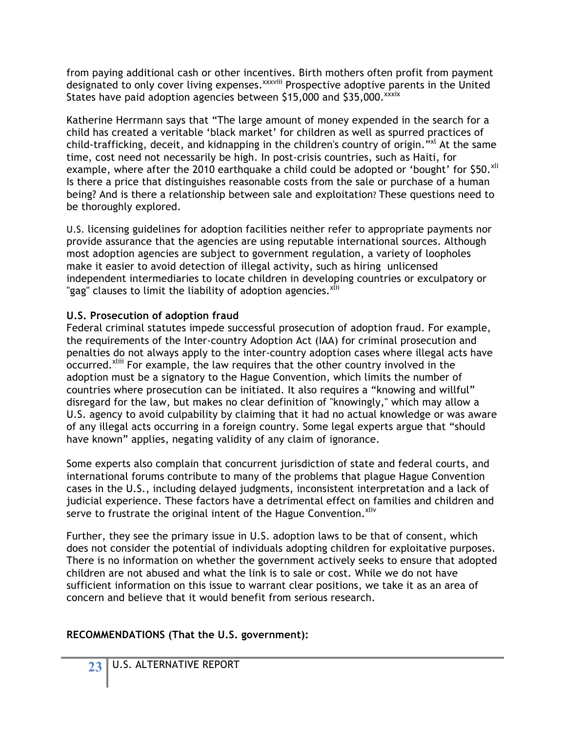from paying additional cash or other incentives. Birth mothers often profit from payment designated to only cover living expenses.[xxxviii] Prospective adoptive parents in the United States have paid adoption agencies between $15,000 and $35,000.[xxxix]

Katherine Herrmann says that "The large amount of money expended in the search for a child has created a veritable 'black market' for children as well as spurred practices of child-trafficking, deceit, and kidnapping in the children's country of origin."[xl] At the same time, cost need not necessarily be high. In post-crisis countries, such as Haiti, for example, where after the 2010 earthquake a child could be adopted or 'bought' for $50.[xli] Is there a price that distinguishes reasonable costs from the sale or purchase of a human being? And is there a relationship between sale and exploitation? These questions need to be thoroughly explored.

U.S. licensing guidelines for adoption facilities neither refer to appropriate payments nor provide assurance that the agencies are using reputable international sources. Although most adoption agencies are subject to government regulation, a variety of loopholes make it easier to avoid detection of illegal activity, such as hiring unlicensed independent intermediaries to locate children in developing countries or exculpatory or "gag" clauses to limit the liability of adoption agencies.[xlii]

**U.S. Prosecution of adoption fraud**

Federal criminal statutes impede successful prosecution of adoption fraud. For example, the requirements of the Inter-country Adoption Act (IAA) for criminal prosecution and penalties do not always apply to the inter-country adoption cases where illegal acts have occurred.[xliii] For example, the law requires that the other country involved in the adoption must be a signatory to the Hague Convention, which limits the number of countries where prosecution can be initiated. It also requires a "knowing and willful" disregard for the law, but makes no clear definition of "knowingly," which may allow a U.S. agency to avoid culpability by claiming that it had no actual knowledge or was aware of any illegal acts occurring in a foreign country. Some legal experts argue that "should have known" applies, negating validity of any claim of ignorance.

Some experts also complain that concurrent jurisdiction of state and federal courts, and international forums contribute to many of the problems that plague Hague Convention cases in the U.S., including delayed judgments, inconsistent interpretation and a lack of judicial experience. These factors have a detrimental effect on families and children and serve to frustrate the original intent of the Hague Convention.[xliv]

Further, they see the primary issue in U.S. adoption laws to be that of consent, which does not consider the potential of individuals adopting children for exploitative purposes. There is no information on whether the government actively seeks to ensure that adopted children are not abused and what the link is to sale or cost. While we do not have sufficient information on this issue to warrant clear positions, we take it as an area of concern and believe that it would benefit from serious research.

**RECOMMENDATIONS (That the U.S. government):**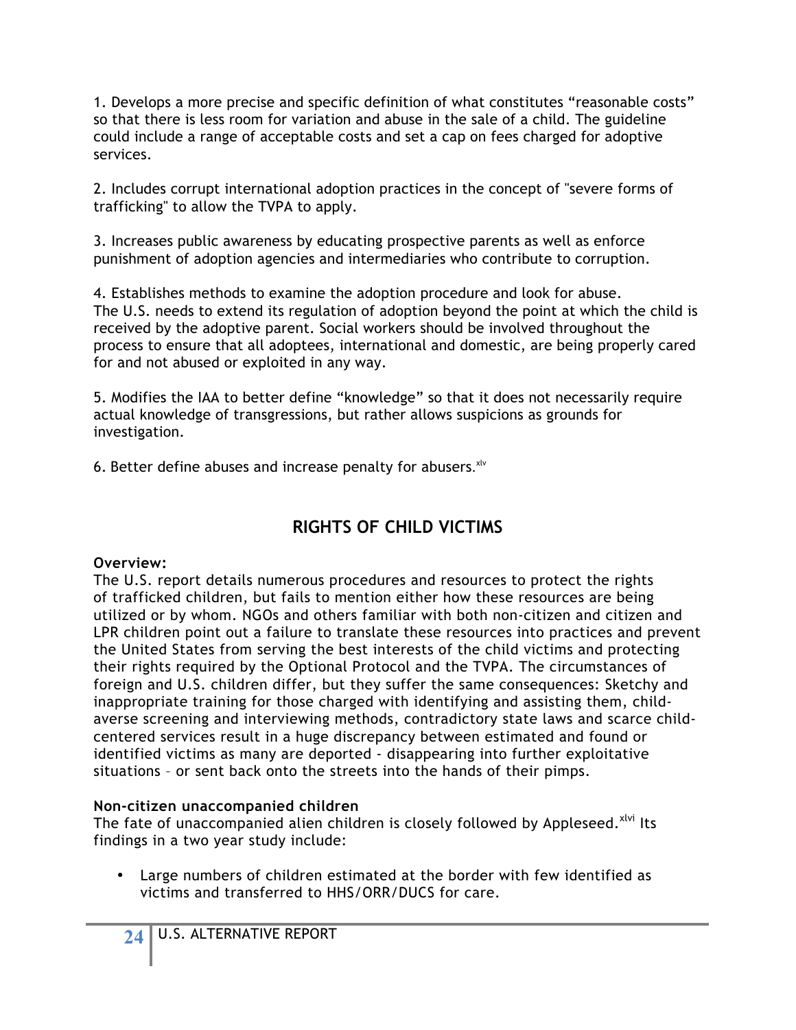1. Develops a more precise and specific definition of what constitutes "reasonable costs" so that there is less room for variation and abuse in the sale of a child. The guideline could include a range of acceptable costs and set a cap on fees charged for adoptive services.

2. Includes corrupt international adoption practices in the concept of "severe forms of trafficking" to allow the TVPA to apply.

3. Increases public awareness by educating prospective parents as well as enforce punishment of adoption agencies and intermediaries who contribute to corruption.

4. Establishes methods to examine the adoption procedure and look for abuse.
The U.S. needs to extend its regulation of adoption beyond the point at which the child is received by the adoptive parent. Social workers should be involved throughout the process to ensure that all adoptees, international and domestic, are being properly cared for and not abused or exploited in any way.

5. Modifies the IAA to better define "knowledge" so that it does not necessarily require actual knowledge of transgressions, but rather allows suspicions as grounds for investigation.

6. Better define abuses and increase penalty for abusers.[xlv]

## RIGHTS OF CHILD VICTIMS

**Overview:**
The U.S. report details numerous procedures and resources to protect the rights of trafficked children, but fails to mention either how these resources are being utilized or by whom. NGOs and others familiar with both non-citizen and citizen and LPR children point out a failure to translate these resources into practices and prevent the United States from serving the best interests of the child victims and protecting their rights required by the Optional Protocol and the TVPA. The circumstances of foreign and U.S. children differ, but they suffer the same consequences: Sketchy and inappropriate training for those charged with identifying and assisting them, child-averse screening and interviewing methods, contradictory state laws and scarce child-centered services result in a huge discrepancy between estimated and found or identified victims as many are deported - disappearing into further exploitative situations – or sent back onto the streets into the hands of their pimps.

**Non-citizen unaccompanied children**
The fate of unaccompanied alien children is closely followed by Appleseed.[xlvi] Its findings in a two year study include:

- Large numbers of children estimated at the border with few identified as victims and transferred to HHS/ORR/DUCS for care.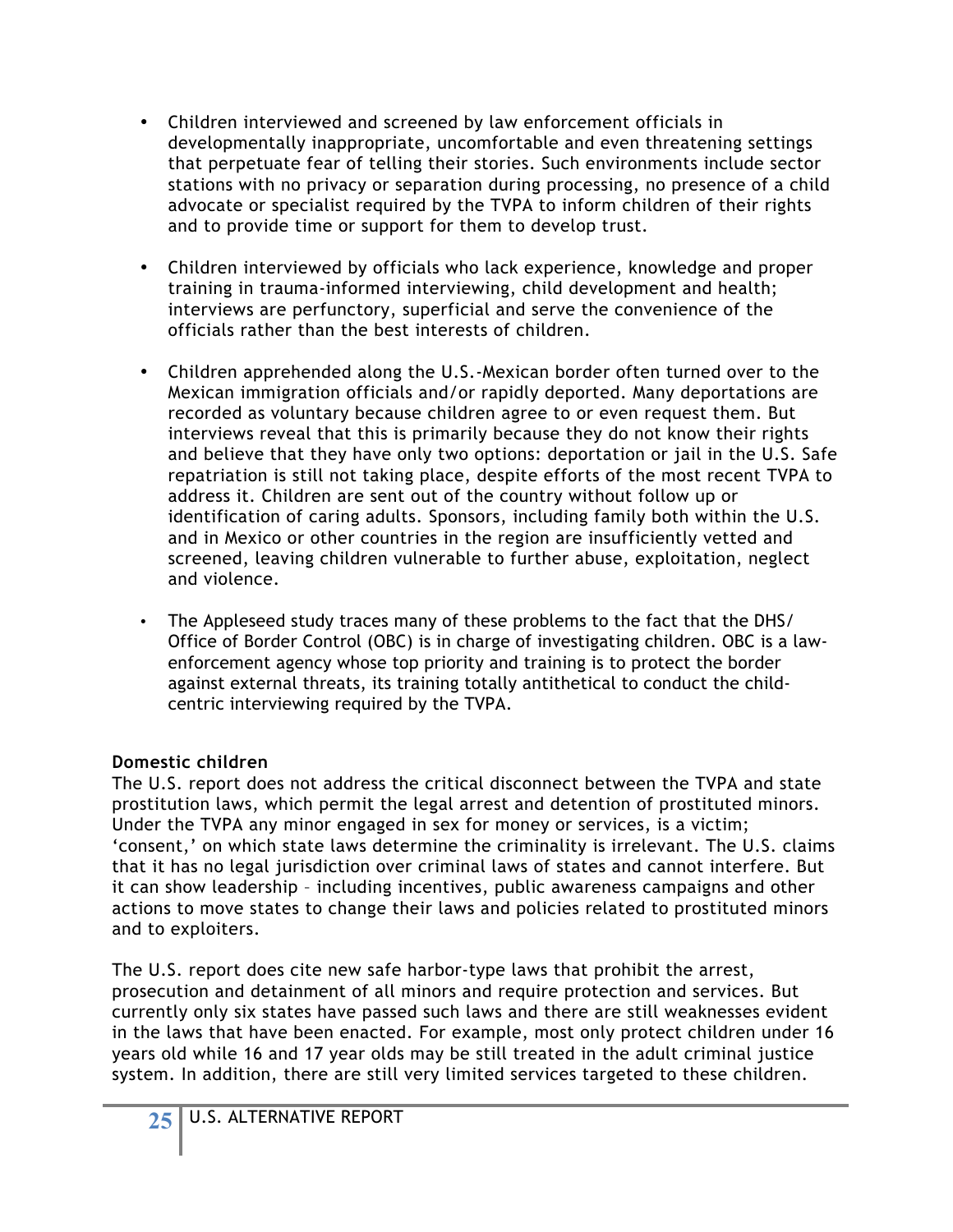- Children interviewed and screened by law enforcement officials in developmentally inappropriate, uncomfortable and even threatening settings that perpetuate fear of telling their stories. Such environments include sector stations with no privacy or separation during processing, no presence of a child advocate or specialist required by the TVPA to inform children of their rights and to provide time or support for them to develop trust.

- Children interviewed by officials who lack experience, knowledge and proper training in trauma-informed interviewing, child development and health; interviews are perfunctory, superficial and serve the convenience of the officials rather than the best interests of children.

- Children apprehended along the U.S.-Mexican border often turned over to the Mexican immigration officials and/or rapidly deported. Many deportations are recorded as voluntary because children agree to or even request them. But interviews reveal that this is primarily because they do not know their rights and believe that they have only two options: deportation or jail in the U.S. Safe repatriation is still not taking place, despite efforts of the most recent TVPA to address it. Children are sent out of the country without follow up or identification of caring adults. Sponsors, including family both within the U.S. and in Mexico or other countries in the region are insufficiently vetted and screened, leaving children vulnerable to further abuse, exploitation, neglect and violence.

- The Appleseed study traces many of these problems to the fact that the DHS/ Office of Border Control (OBC) is in charge of investigating children. OBC is a law-enforcement agency whose top priority and training is to protect the border against external threats, its training totally antithetical to conduct the child-centric interviewing required by the TVPA.

**Domestic children**

The U.S. report does not address the critical disconnect between the TVPA and state prostitution laws, which permit the legal arrest and detention of prostituted minors. Under the TVPA any minor engaged in sex for money or services, is a victim; 'consent,' on which state laws determine the criminality is irrelevant. The U.S. claims that it has no legal jurisdiction over criminal laws of states and cannot interfere. But it can show leadership – including incentives, public awareness campaigns and other actions to move states to change their laws and policies related to prostituted minors and to exploiters.

The U.S. report does cite new safe harbor-type laws that prohibit the arrest, prosecution and detainment of all minors and require protection and services. But currently only six states have passed such laws and there are still weaknesses evident in the laws that have been enacted. For example, most only protect children under 16 years old while 16 and 17 year olds may be still treated in the adult criminal justice system. In addition, there are still very limited services targeted to these children.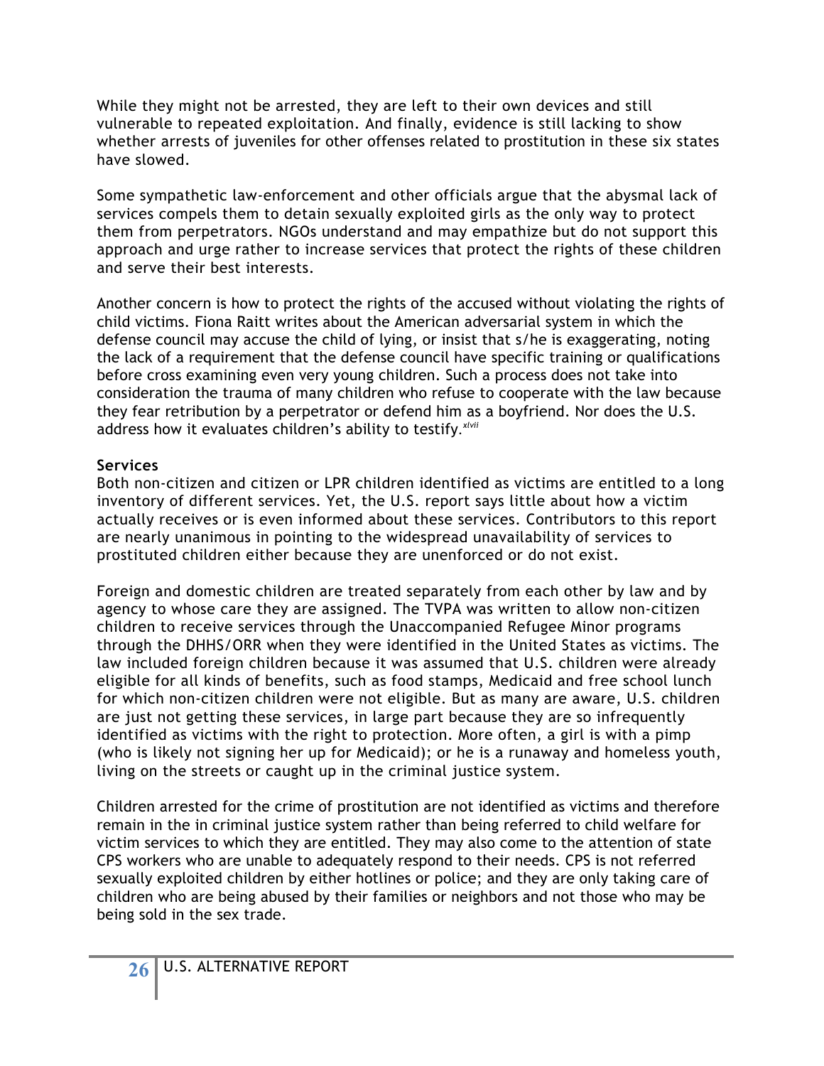While they might not be arrested, they are left to their own devices and still vulnerable to repeated exploitation. And finally, evidence is still lacking to show whether arrests of juveniles for other offenses related to prostitution in these six states have slowed.

Some sympathetic law-enforcement and other officials argue that the abysmal lack of services compels them to detain sexually exploited girls as the only way to protect them from perpetrators. NGOs understand and may empathize but do not support this approach and urge rather to increase services that protect the rights of these children and serve their best interests.

Another concern is how to protect the rights of the accused without violating the rights of child victims. Fiona Raitt writes about the American adversarial system in which the defense council may accuse the child of lying, or insist that s/he is exaggerating, noting the lack of a requirement that the defense council have specific training or qualifications before cross examining even very young children. Such a process does not take into consideration the trauma of many children who refuse to cooperate with the law because they fear retribution by a perpetrator or defend him as a boyfriend. Nor does the U.S. address how it evaluates children's ability to testify.[xlvii]

**Services**

Both non-citizen and citizen or LPR children identified as victims are entitled to a long inventory of different services. Yet, the U.S. report says little about how a victim actually receives or is even informed about these services. Contributors to this report are nearly unanimous in pointing to the widespread unavailability of services to prostituted children either because they are unenforced or do not exist.

Foreign and domestic children are treated separately from each other by law and by agency to whose care they are assigned. The TVPA was written to allow non-citizen children to receive services through the Unaccompanied Refugee Minor programs through the DHHS/ORR when they were identified in the United States as victims. The law included foreign children because it was assumed that U.S. children were already eligible for all kinds of benefits, such as food stamps, Medicaid and free school lunch for which non-citizen children were not eligible. But as many are aware, U.S. children are just not getting these services, in large part because they are so infrequently identified as victims with the right to protection. More often, a girl is with a pimp (who is likely not signing her up for Medicaid); or he is a runaway and homeless youth, living on the streets or caught up in the criminal justice system.

Children arrested for the crime of prostitution are not identified as victims and therefore remain in the in criminal justice system rather than being referred to child welfare for victim services to which they are entitled. They may also come to the attention of state CPS workers who are unable to adequately respond to their needs. CPS is not referred sexually exploited children by either hotlines or police; and they are only taking care of children who are being abused by their families or neighbors and not those who may be being sold in the sex trade.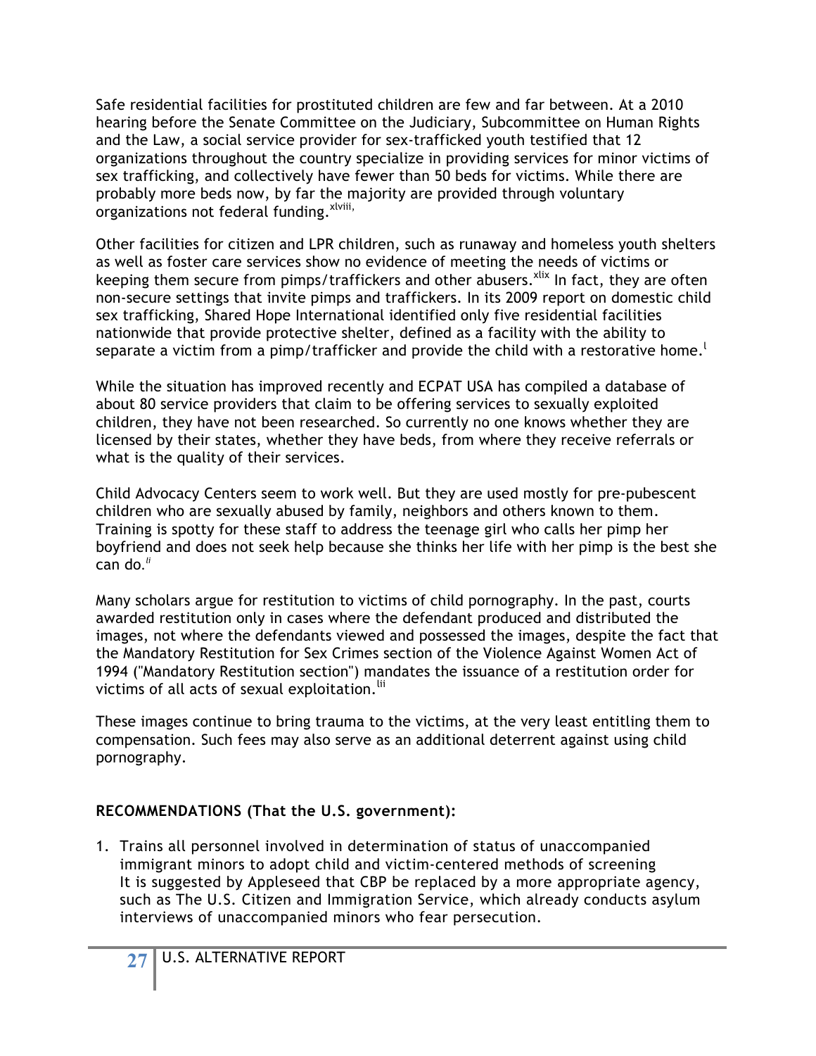Safe residential facilities for prostituted children are few and far between. At a 2010 hearing before the Senate Committee on the Judiciary, Subcommittee on Human Rights and the Law, a social service provider for sex-trafficked youth testified that 12 organizations throughout the country specialize in providing services for minor victims of sex trafficking, and collectively have fewer than 50 beds for victims. While there are probably more beds now, by far the majority are provided through voluntary organizations not federal funding.[xlviii]

Other facilities for citizen and LPR children, such as runaway and homeless youth shelters as well as foster care services show no evidence of meeting the needs of victims or keeping them secure from pimps/traffickers and other abusers.[xlix] In fact, they are often non-secure settings that invite pimps and traffickers. In its 2009 report on domestic child sex trafficking, Shared Hope International identified only five residential facilities nationwide that provide protective shelter, defined as a facility with the ability to separate a victim from a pimp/trafficker and provide the child with a restorative home.[l]

While the situation has improved recently and ECPAT USA has compiled a database of about 80 service providers that claim to be offering services to sexually exploited children, they have not been researched. So currently no one knows whether they are licensed by their states, whether they have beds, from where they receive referrals or what is the quality of their services.

Child Advocacy Centers seem to work well. But they are used mostly for pre-pubescent children who are sexually abused by family, neighbors and others known to them. Training is spotty for these staff to address the teenage girl who calls her pimp her boyfriend and does not seek help because she thinks her life with her pimp is the best she can do.[li]

Many scholars argue for restitution to victims of child pornography. In the past, courts awarded restitution only in cases where the defendant produced and distributed the images, not where the defendants viewed and possessed the images, despite the fact that the Mandatory Restitution for Sex Crimes section of the Violence Against Women Act of 1994 ("Mandatory Restitution section") mandates the issuance of a restitution order for victims of all acts of sexual exploitation.[lii]

These images continue to bring trauma to the victims, at the very least entitling them to compensation. Such fees may also serve as an additional deterrent against using child pornography.

**RECOMMENDATIONS (That the U.S. government):**

1. Trains all personnel involved in determination of status of unaccompanied immigrant minors to adopt child and victim-centered methods of screening
   It is suggested by Appleseed that CBP be replaced by a more appropriate agency, such as The U.S. Citizen and Immigration Service, which already conducts asylum interviews of unaccompanied minors who fear persecution.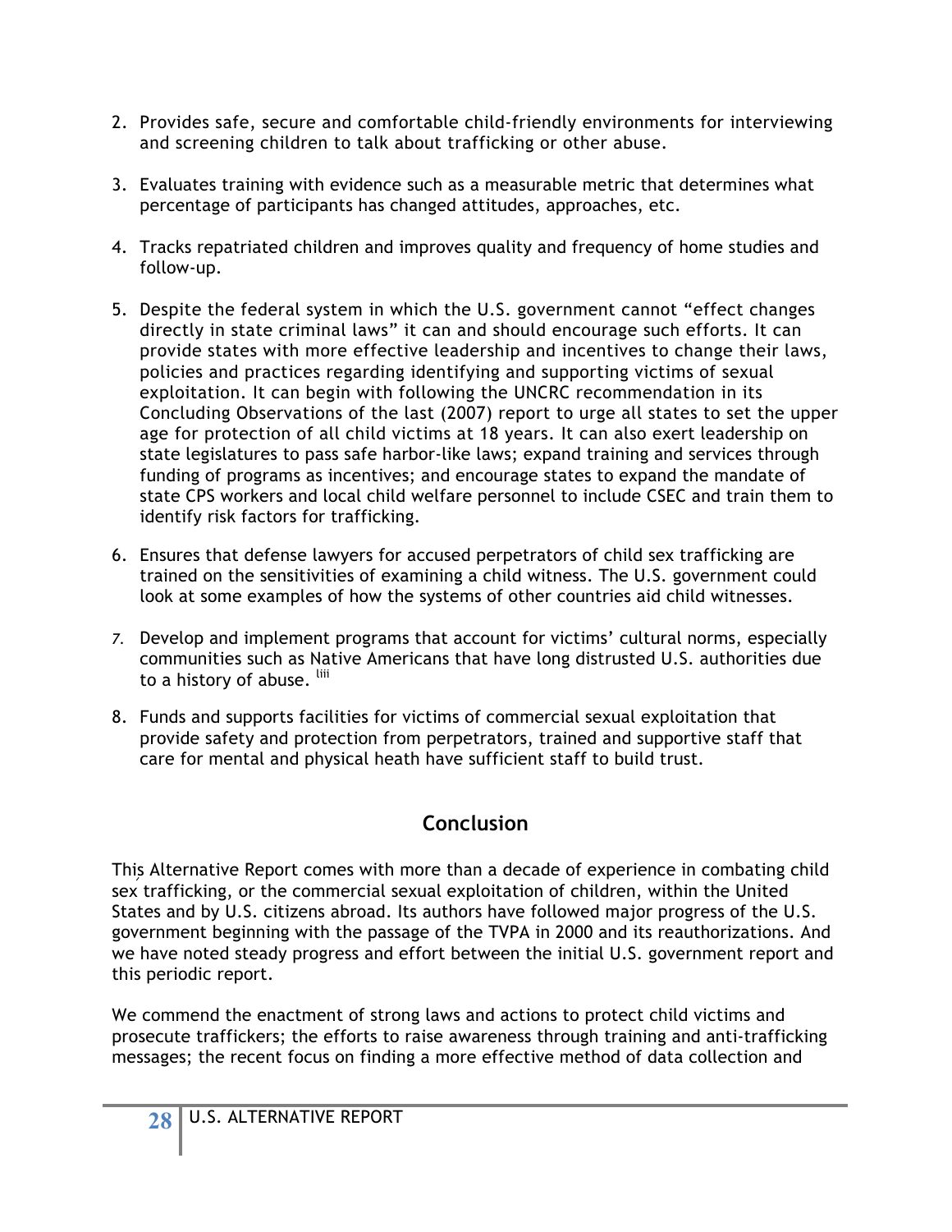2. Provides safe, secure and comfortable child-friendly environments for interviewing and screening children to talk about trafficking or other abuse.

3. Evaluates training with evidence such as a measurable metric that determines what percentage of participants has changed attitudes, approaches, etc.

4. Tracks repatriated children and improves quality and frequency of home studies and follow-up.

5. Despite the federal system in which the U.S. government cannot "effect changes directly in state criminal laws" it can and should encourage such efforts. It can provide states with more effective leadership and incentives to change their laws, policies and practices regarding identifying and supporting victims of sexual exploitation. It can begin with following the UNCRC recommendation in its Concluding Observations of the last (2007) report to urge all states to set the upper age for protection of all child victims at 18 years. It can also exert leadership on state legislatures to pass safe harbor-like laws; expand training and services through funding of programs as incentives; and encourage states to expand the mandate of state CPS workers and local child welfare personnel to include CSEC and train them to identify risk factors for trafficking.

6. Ensures that defense lawyers for accused perpetrators of child sex trafficking are trained on the sensitivities of examining a child witness. The U.S. government could look at some examples of how the systems of other countries aid child witnesses.

7. Develop and implement programs that account for victims' cultural norms, especially communities such as Native Americans that have long distrusted U.S. authorities due to a history of abuse. [liii]

8. Funds and supports facilities for victims of commercial sexual exploitation that provide safety and protection from perpetrators, trained and supportive staff that care for mental and physical heath have sufficient staff to build trust.

## Conclusion

This Alternative Report comes with more than a decade of experience in combating child sex trafficking, or the commercial sexual exploitation of children, within the United States and by U.S. citizens abroad. Its authors have followed major progress of the U.S. government beginning with the passage of the TVPA in 2000 and its reauthorizations. And we have noted steady progress and effort between the initial U.S. government report and this periodic report.

We commend the enactment of strong laws and actions to protect child victims and prosecute traffickers; the efforts to raise awareness through training and anti-trafficking messages; the recent focus on finding a more effective method of data collection and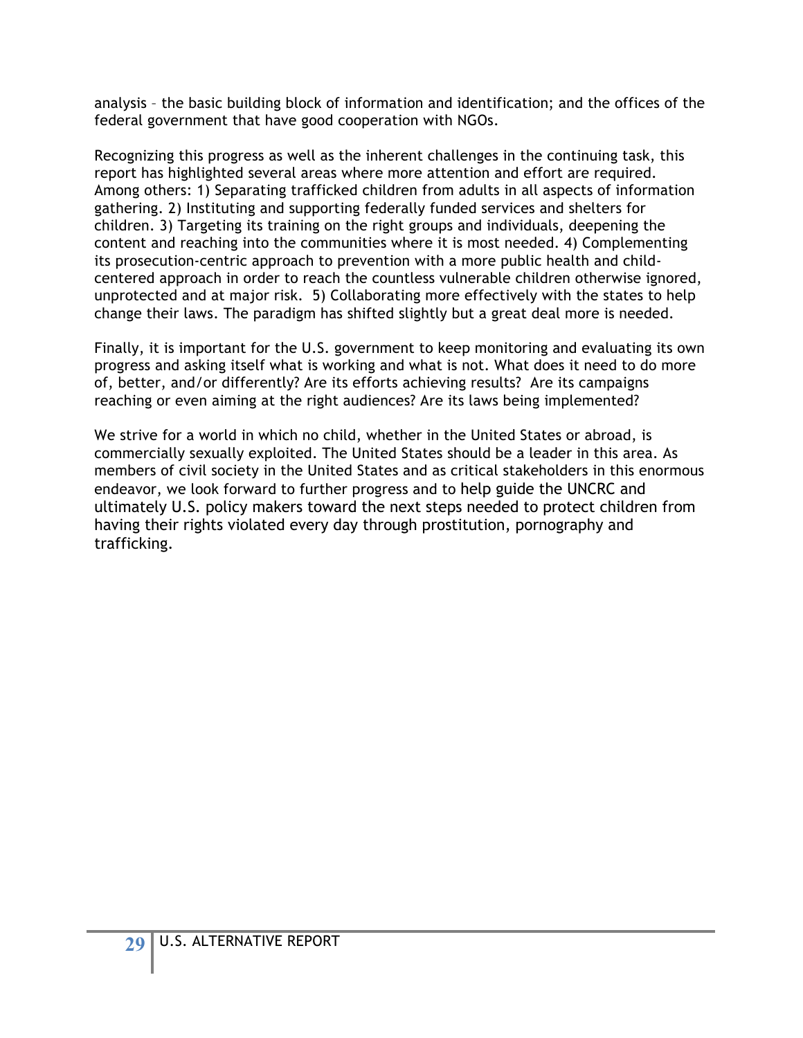analysis – the basic building block of information and identification; and the offices of the federal government that have good cooperation with NGOs.

Recognizing this progress as well as the inherent challenges in the continuing task, this report has highlighted several areas where more attention and effort are required. Among others: 1) Separating trafficked children from adults in all aspects of information gathering. 2) Instituting and supporting federally funded services and shelters for children. 3) Targeting its training on the right groups and individuals, deepening the content and reaching into the communities where it is most needed. 4) Complementing its prosecution-centric approach to prevention with a more public health and child-centered approach in order to reach the countless vulnerable children otherwise ignored, unprotected and at major risk. 5) Collaborating more effectively with the states to help change their laws. The paradigm has shifted slightly but a great deal more is needed.

Finally, it is important for the U.S. government to keep monitoring and evaluating its own progress and asking itself what is working and what is not. What does it need to do more of, better, and/or differently? Are its efforts achieving results? Are its campaigns reaching or even aiming at the right audiences? Are its laws being implemented?

We strive for a world in which no child, whether in the United States or abroad, is commercially sexually exploited. The United States should be a leader in this area. As members of civil society in the United States and as critical stakeholders in this enormous endeavor, we look forward to further progress and to help guide the UNCRC and ultimately U.S. policy makers toward the next steps needed to protect children from having their rights violated every day through prostitution, pornography and trafficking.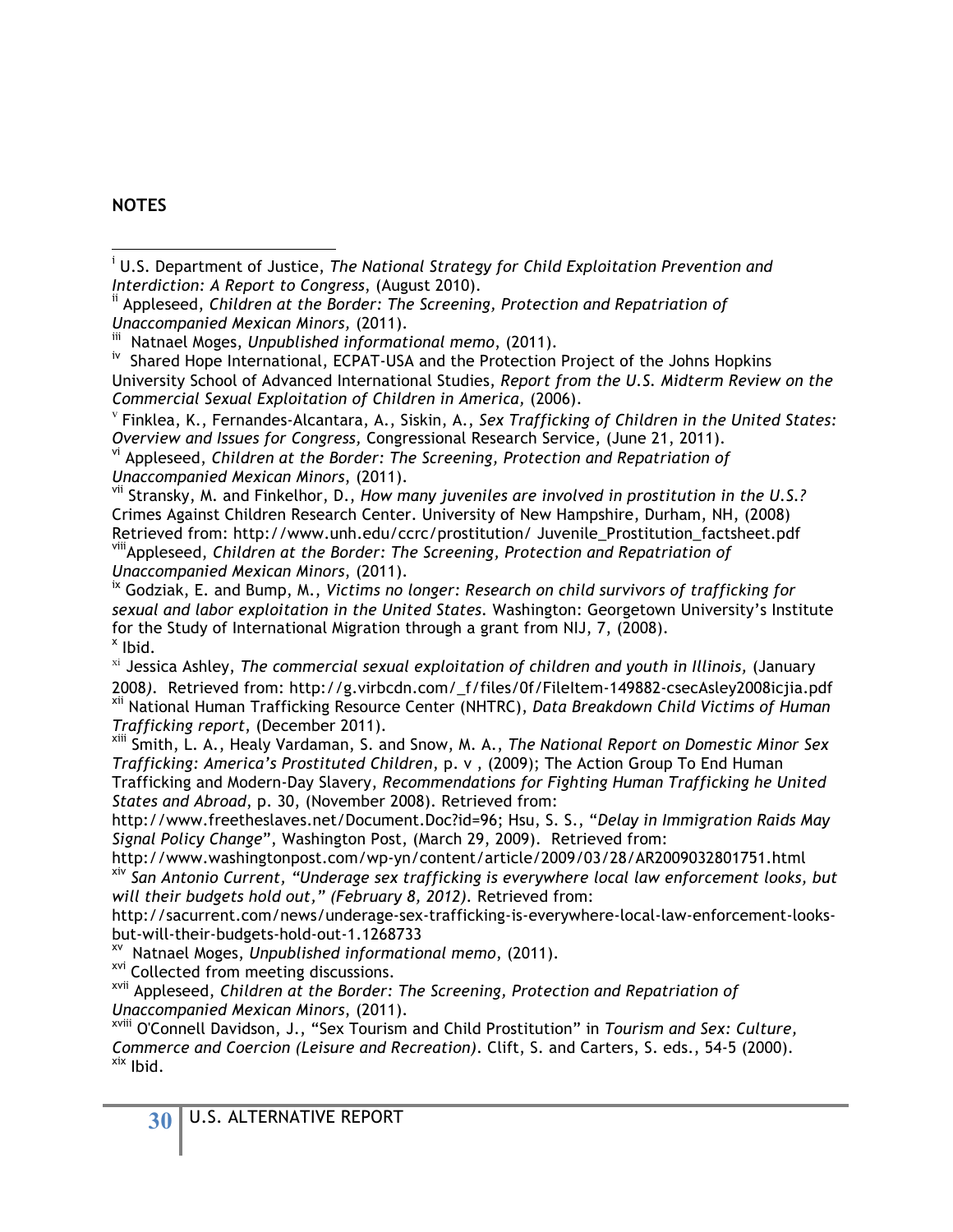**NOTES**

[i] U.S. Department of Justice, *The National Strategy for Child Exploitation Prevention and Interdiction: A Report to Congress*, (August 2010).

[ii] Appleseed, *Children at the Border: The Screening, Protection and Repatriation of Unaccompanied Mexican Minors,* (2011).

[iii] Natnael Moges, *Unpublished informational memo*, (2011).

[iv] Shared Hope International, ECPAT-USA and the Protection Project of the Johns Hopkins University School of Advanced International Studies, *Report from the U.S. Midterm Review on the Commercial Sexual Exploitation of Children in America,* (2006).

[v] Finklea, K., Fernandes-Alcantara, A., Siskin, A., *Sex Trafficking of Children in the United States: Overview and Issues for Congress,* Congressional Research Service, (June 21, 2011).

[vi] Appleseed, *Children at the Border: The Screening, Protection and Repatriation of Unaccompanied Mexican Minors*, (2011).

[vii] Stransky, M. and Finkelhor, D., *How many juveniles are involved in prostitution in the U.S.?* Crimes Against Children Research Center. University of New Hampshire, Durham, NH, (2008) Retrieved from: http://www.unh.edu/ccrc/prostitution/ Juvenile_Prostitution_factsheet.pdf

[viii] Appleseed, *Children at the Border: The Screening, Protection and Repatriation of Unaccompanied Mexican Minors*, (2011).

[ix] Godziak, E. and Bump, M., *Victims no longer: Research on child survivors of trafficking for sexual and labor exploitation in the United States.* Washington: Georgetown University's Institute for the Study of International Migration through a grant from NIJ, 7, (2008).

[x] Ibid.

[xi] Jessica Ashley, *The commercial sexual exploitation of children and youth in Illinois,* (January 2008). Retrieved from: http://g.virbcdn.com/_f/files/0f/FileItem-149882-csecAsley2008icjia.pdf

[xii] National Human Trafficking Resource Center (NHTRC), *Data Breakdown Child Victims of Human Trafficking report*, (December 2011).

[xiii] Smith, L. A., Healy Vardaman, S. and Snow, M. A., *The National Report on Domestic Minor Sex Trafficking: America's Prostituted Children*, p. v , (2009); The Action Group To End Human Trafficking and Modern-Day Slavery, *Recommendations for Fighting Human Trafficking he United States and Abroad*, p. 30, (November 2008). Retrieved from: http://www.freetheslaves.net/Document.Doc?id=96; Hsu, S. S., "*Delay in Immigration Raids May Signal Policy Change*", Washington Post, (March 29, 2009). Retrieved from: http://www.washingtonpost.com/wp-yn/content/article/2009/03/28/AR2009032801751.html

[xiv] *San Antonio Current, "Underage sex trafficking is everywhere local law enforcement looks, but will their budgets hold out," (February 8, 2012).* Retrieved from: http://sacurrent.com/news/underage-sex-trafficking-is-everywhere-local-law-enforcement-looks-but-will-their-budgets-hold-out-1.1268733

[xv] Natnael Moges, *Unpublished informational memo*, (2011).

[xvi] Collected from meeting discussions.

[xvii] Appleseed, *Children at the Border: The Screening, Protection and Repatriation of Unaccompanied Mexican Minors*, (2011).

[xviii] O'Connell Davidson, J., "Sex Tourism and Child Prostitution" in *Tourism and Sex: Culture, Commerce and Coercion (Leisure and Recreation)*. Clift, S. and Carters, S. eds., 54-5 (2000).

[xix] Ibid.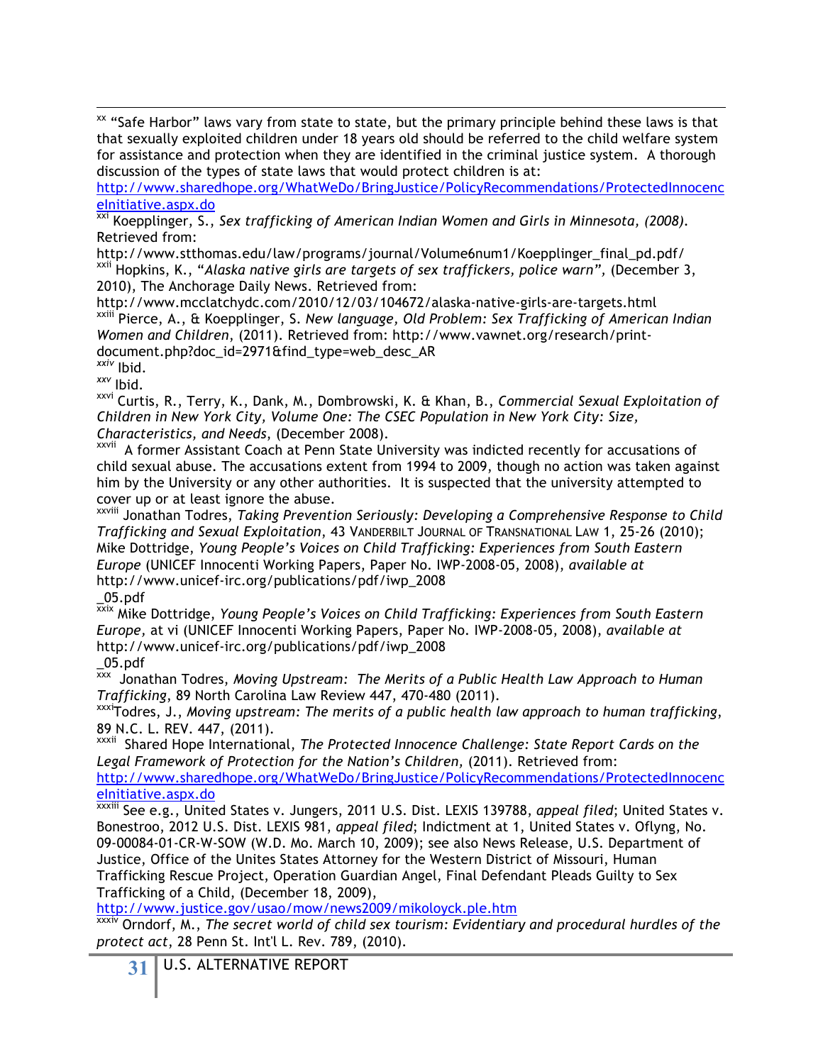[xx] "Safe Harbor" laws vary from state to state, but the primary principle behind these laws is that that sexually exploited children under 18 years old should be referred to the child welfare system for assistance and protection when they are identified in the criminal justice system. A thorough discussion of the types of state laws that would protect children is at: http://www.sharedhope.org/WhatWeDo/BringJustice/PolicyRecommendations/ProtectedInnocenceInitiative.aspx.do

[xxi] Koepplinger, S., *Sex trafficking of American Indian Women and Girls in Minnesota, (2008).* Retrieved from: http://www.stthomas.edu/law/programs/journal/Volume6num1/Koepplinger_final_pd.pdf/

[xxii] Hopkins, K., "*Alaska native girls are targets of sex traffickers, police warn*", (December 3, 2010), The Anchorage Daily News. Retrieved from: http://www.mcclatchydc.com/2010/12/03/104672/alaska-native-girls-are-targets.html

[xxiii] Pierce, A., & Koepplinger, S. *New language, Old Problem: Sex Trafficking of American Indian Women and Children*, (2011). Retrieved from: http://www.vawnet.org/research/print-document.php?doc_id=2971&find_type=web_desc_AR

[xxiv] Ibid.

[xxv] Ibid.

[xxvi] Curtis, R., Terry, K., Dank, M., Dombrowski, K. & Khan, B., *Commercial Sexual Exploitation of Children in New York City, Volume One: The CSEC Population in New York City: Size, Characteristics, and Needs*, (December 2008).

[xxvii] A former Assistant Coach at Penn State University was indicted recently for accusations of child sexual abuse. The accusations extent from 1994 to 2009, though no action was taken against him by the University or any other authorities. It is suspected that the university attempted to cover up or at least ignore the abuse.

[xxviii] Jonathan Todres, *Taking Prevention Seriously: Developing a Comprehensive Response to Child Trafficking and Sexual Exploitation*, 43 VANDERBILT JOURNAL OF TRANSNATIONAL LAW 1, 25-26 (2010); Mike Dottridge, *Young People's Voices on Child Trafficking: Experiences from South Eastern Europe* (UNICEF Innocenti Working Papers, Paper No. IWP-2008-05, 2008), *available at* http://www.unicef-irc.org/publications/pdf/iwp_2008_05.pdf

[xxix] Mike Dottridge, *Young People's Voices on Child Trafficking: Experiences from South Eastern Europe*, at vi (UNICEF Innocenti Working Papers, Paper No. IWP-2008-05, 2008), *available at* http://www.unicef-irc.org/publications/pdf/iwp_2008_05.pdf

[xxx] Jonathan Todres, *Moving Upstream: The Merits of a Public Health Law Approach to Human Trafficking*, 89 North Carolina Law Review 447, 470-480 (2011).

[xxxi] Todres, J., *Moving upstream: The merits of a public health law approach to human trafficking*, 89 N.C. L. REV. 447, (2011).

[xxxii] Shared Hope International, *The Protected Innocence Challenge: State Report Cards on the Legal Framework of Protection for the Nation's Children*, (2011). Retrieved from: http://www.sharedhope.org/WhatWeDo/BringJustice/PolicyRecommendations/ProtectedInnocenceInitiative.aspx.do

[xxxiii] See e.g., United States v. Jungers, 2011 U.S. Dist. LEXIS 139788, *appeal filed*; United States v. Bonestroo, 2012 U.S. Dist. LEXIS 981, *appeal filed*; Indictment at 1, United States v. Oflyng, No. 09-00084-01-CR-W-SOW (W.D. Mo. March 10, 2009); see also News Release, U.S. Department of Justice, Office of the Unites States Attorney for the Western District of Missouri, Human Trafficking Rescue Project, Operation Guardian Angel, Final Defendant Pleads Guilty to Sex Trafficking of a Child, (December 18, 2009), http://www.justice.gov/usao/mow/news2009/mikoloyck.ple.htm

[xxxiv] Orndorf, M., *The secret world of child sex tourism: Evidentiary and procedural hurdles of the protect act*, 28 Penn St. Int'l L. Rev. 789, (2010).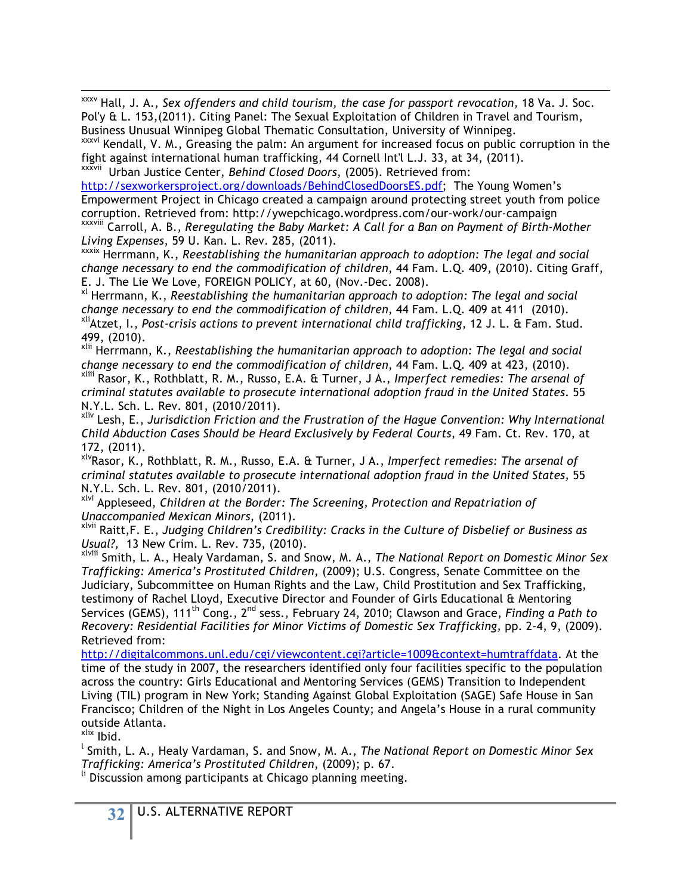[xxxv] Hall, J. A., *Sex offenders and child tourism, the case for passport revocation,* 18 Va. J. Soc. Pol'y & L. 153,(2011). Citing Panel: The Sexual Exploitation of Children in Travel and Tourism, Business Unusual Winnipeg Global Thematic Consultation, University of Winnipeg.

[xxxvi] Kendall, V. M., Greasing the palm: An argument for increased focus on public corruption in the fight against international human trafficking, 44 Cornell Int'l L.J. 33, at 34, (2011).

[xxxvii] Urban Justice Center, *Behind Closed Doors*, (2005). Retrieved from: http://sexworkersproject.org/downloads/BehindClosedDoorsES.pdf; The Young Women's Empowerment Project in Chicago created a campaign around protecting street youth from police corruption. Retrieved from: http://ywepchicago.wordpress.com/our-work/our-campaign

[xxxviii] Carroll, A. B., *Reregulating the Baby Market: A Call for a Ban on Payment of Birth-Mother Living Expenses*, 59 U. Kan. L. Rev. 285, (2011).

[xxxix] Herrmann, K., *Reestablishing the humanitarian approach to adoption: The legal and social change necessary to end the commodification of children*, 44 Fam. L.Q. 409, (2010). Citing Graff, E. J. The Lie We Love, FOREIGN POLICY, at 60, (Nov.-Dec. 2008).

[xl] Herrmann, K., *Reestablishing the humanitarian approach to adoption: The legal and social change necessary to end the commodification of children*, 44 Fam. L.Q. 409 at 411 (2010).

[xli]Atzet, I., *Post-crisis actions to prevent international child trafficking*, 12 J. L. & Fam. Stud. 499, (2010).

[xlii] Herrmann, K., *Reestablishing the humanitarian approach to adoption: The legal and social change necessary to end the commodification of children*, 44 Fam. L.Q. 409 at 423, (2010).

[xliii] Rasor, K., Rothblatt, R. M., Russo, E.A. & Turner, J A., *Imperfect remedies: The arsenal of criminal statutes available to prosecute international adoption fraud in the United States*. 55 N.Y.L. Sch. L. Rev. 801, (2010/2011).

[xliv] Lesh, E., *Jurisdiction Friction and the Frustration of the Hague Convention: Why International Child Abduction Cases Should be Heard Exclusively by Federal Courts*, 49 Fam. Ct. Rev. 170, at 172, (2011).

[xlv]Rasor, K., Rothblatt, R. M., Russo, E.A. & Turner, J A., *Imperfect remedies: The arsenal of criminal statutes available to prosecute international adoption fraud in the United States,* 55 N.Y.L. Sch. L. Rev. 801, (2010/2011).

[xlvi] Appleseed, *Children at the Border: The Screening, Protection and Repatriation of Unaccompanied Mexican Minors*, (2011).

[xlvii] Raitt,F. E., *Judging Children's Credibility: Cracks in the Culture of Disbelief or Business as Usual?,* 13 New Crim. L. Rev. 735, (2010).

[xlviii] Smith, L. A., Healy Vardaman, S. and Snow, M. A., *The National Report on Domestic Minor Sex Trafficking: America's Prostituted Children*, (2009); U.S. Congress, Senate Committee on the Judiciary, Subcommittee on Human Rights and the Law, Child Prostitution and Sex Trafficking, testimony of Rachel Lloyd, Executive Director and Founder of Girls Educational & Mentoring Services (GEMS), 111th Cong., 2nd sess., February 24, 2010; Clawson and Grace, *Finding a Path to Recovery: Residential Facilities for Minor Victims of Domestic Sex Trafficking,* pp. 2-4, 9, (2009). Retrieved from: http://digitalcommons.unl.edu/cgi/viewcontent.cgi?article=1009&context=humtraffdata. At the time of the study in 2007, the researchers identified only four facilities specific to the population across the country: Girls Educational and Mentoring Services (GEMS) Transition to Independent Living (TIL) program in New York; Standing Against Global Exploitation (SAGE) Safe House in San Francisco; Children of the Night in Los Angeles County; and Angela's House in a rural community outside Atlanta.

[xlix] Ibid.

[l] Smith, L. A., Healy Vardaman, S. and Snow, M. A., *The National Report on Domestic Minor Sex Trafficking: America's Prostituted Children*, (2009); p. 67.

[li] Discussion among participants at Chicago planning meeting.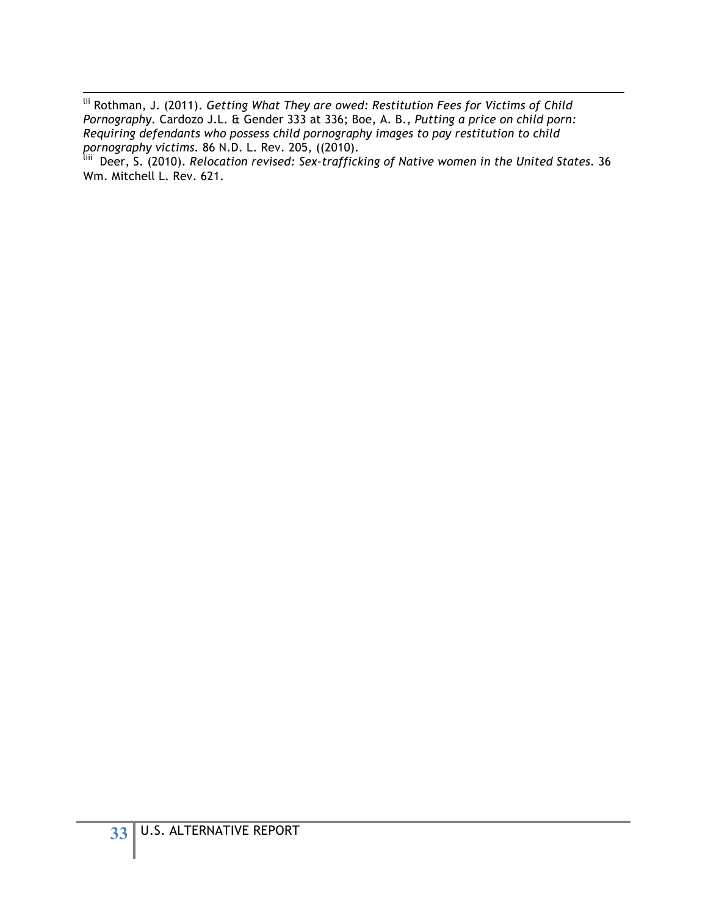[lii] Rothman, J. (2011). *Getting What They are owed: Restitution Fees for Victims of Child Pornography*. Cardozo J.L. & Gender 333 at 336; Boe, A. B., *Putting a price on child porn: Requiring defendants who possess child pornography images to pay restitution to child pornography victims.* 86 N.D. L. Rev. 205, ((2010).

[liii] Deer, S. (2010). *Relocation revised: Sex-trafficking of Native women in the United States*. 36 Wm. Mitchell L. Rev. 621.